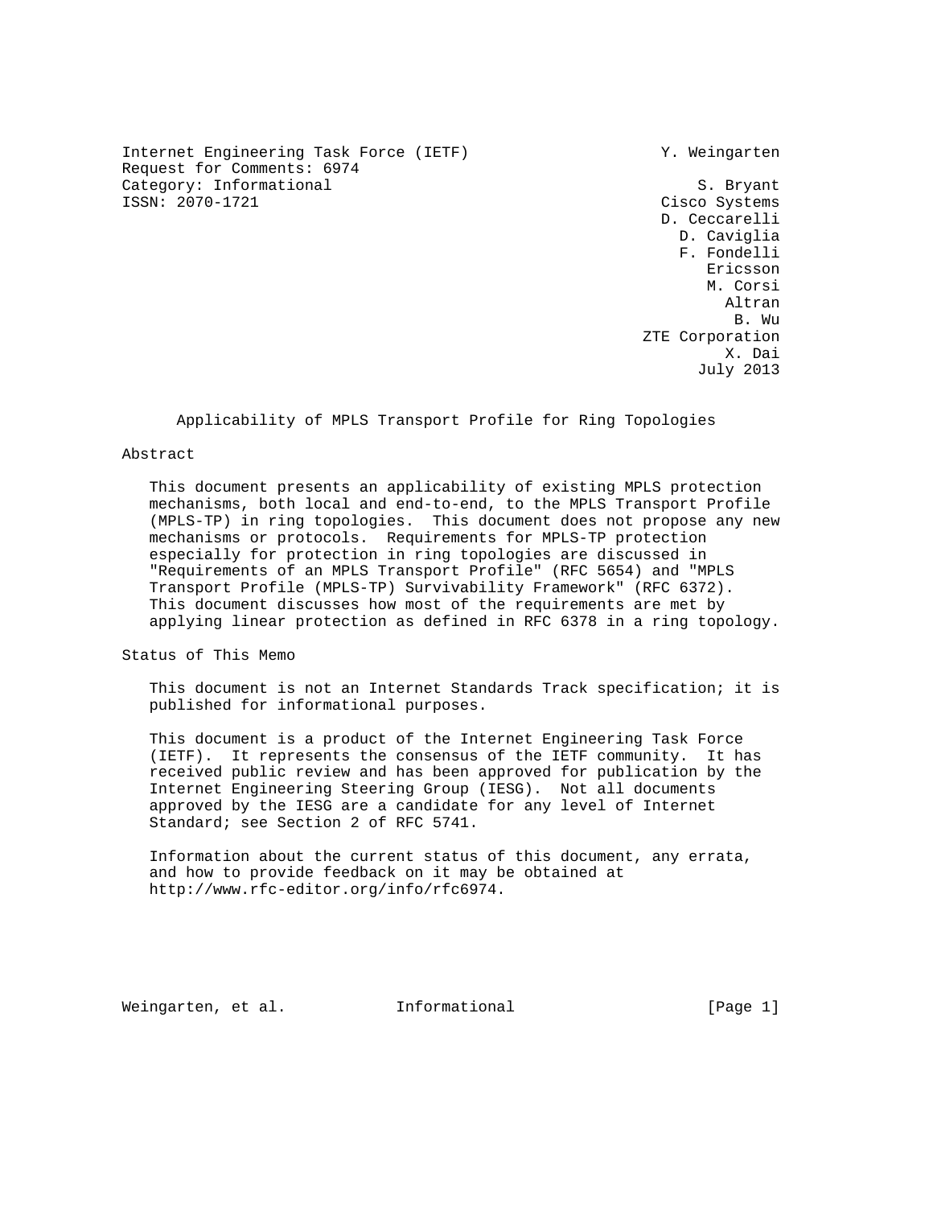Internet Engineering Task Force (IETF)  
Request for Comments: 6974  
Category: Informational  
ISSN: 2070-1721

Y. Weingarten

S. Bryant  
Cisco Systems  
D. Ceccarelli  
D. Caviglia  
F. Fondelli  
Ericsson  
M. Corsi  
Altran  
B. Wu  
ZTE Corporation  
X. Dai  
July 2013

# Applicability of MPLS Transport Profile for Ring Topologies

## Abstract

This document presents an applicability of existing MPLS protection mechanisms, both local and end-to-end, to the MPLS Transport Profile (MPLS-TP) in ring topologies. This document does not propose any new mechanisms or protocols. Requirements for MPLS-TP protection especially for protection in ring topologies are discussed in "Requirements of an MPLS Transport Profile" (RFC 5654) and "MPLS Transport Profile (MPLS-TP) Survivability Framework" (RFC 6372). This document discusses how most of the requirements are met by applying linear protection as defined in RFC 6378 in a ring topology.

## Status of This Memo

This document is not an Internet Standards Track specification; it is published for informational purposes.

This document is a product of the Internet Engineering Task Force (IETF). It represents the consensus of the IETF community. It has received public review and has been approved for publication by the Internet Engineering Steering Group (IESG). Not all documents approved by the IESG are a candidate for any level of Internet Standard; see Section 2 of RFC 5741.

Information about the current status of this document, any errata, and how to provide feedback on it may be obtained at http://www.rfc-editor.org/info/rfc6974.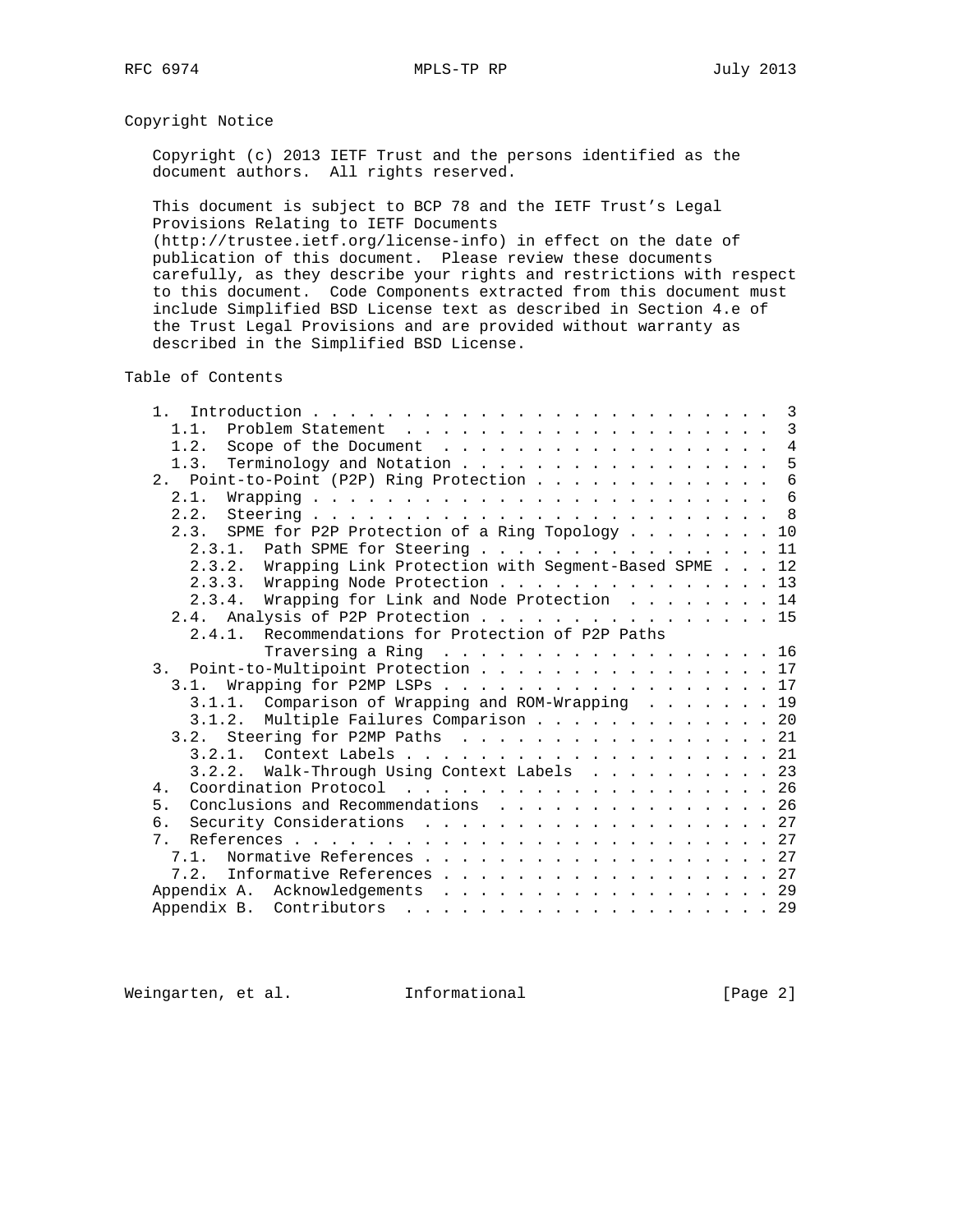## Copyright Notice

Copyright (c) 2013 IETF Trust and the persons identified as the document authors. All rights reserved.

This document is subject to BCP 78 and the IETF Trust's Legal Provisions Relating to IETF Documents (http://trustee.ietf.org/license-info) in effect on the date of publication of this document. Please review these documents carefully, as they describe your rights and restrictions with respect to this document. Code Components extracted from this document must include Simplified BSD License text as described in Section 4.e of the Trust Legal Provisions and are provided without warranty as described in the Simplified BSD License.

## Table of Contents

```
   1.  Introduction . . . . . . . . . . . . . . . . . . . . . . . .   3
     1.1.  Problem Statement  . . . . . . . . . . . . . . . . . . .   3
     1.2.  Scope of the Document  . . . . . . . . . . . . . . . . .   4
     1.3.  Terminology and Notation . . . . . . . . . . . . . . . .   5
   2.  Point-to-Point (P2P) Ring Protection . . . . . . . . . . . .   6
     2.1.  Wrapping . . . . . . . . . . . . . . . . . . . . . . . .   6
     2.2.  Steering . . . . . . . . . . . . . . . . . . . . . . . .   8
     2.3.  SPME for P2P Protection of a Ring Topology . . . . . . . .  10
       2.3.1.  Path SPME for Steering . . . . . . . . . . . . . . .  11
       2.3.2.  Wrapping Link Protection with Segment-Based SPME . . .  12
       2.3.3.  Wrapping Node Protection . . . . . . . . . . . . . .  13
       2.3.4.  Wrapping for Link and Node Protection  . . . . . . .  14
     2.4.  Analysis of P2P Protection . . . . . . . . . . . . . . .  15
       2.4.1.  Recommendations for Protection of P2P Paths
               Traversing a Ring  . . . . . . . . . . . . . . . . .  16
   3.  Point-to-Multipoint Protection . . . . . . . . . . . . . . .  17
     3.1.  Wrapping for P2MP LSPs . . . . . . . . . . . . . . . . .  17
       3.1.1.  Comparison of Wrapping and ROM-Wrapping  . . . . . .  19
       3.1.2.  Multiple Failures Comparison . . . . . . . . . . . .  20
     3.2.  Steering for P2MP Paths  . . . . . . . . . . . . . . . .  21
       3.2.1.  Context Labels . . . . . . . . . . . . . . . . . . .  21
       3.2.2.  Walk-Through Using Context Labels  . . . . . . . . .  23
   4.  Coordination Protocol  . . . . . . . . . . . . . . . . . . .  26
   5.  Conclusions and Recommendations  . . . . . . . . . . . . . .  26
   6.  Security Considerations  . . . . . . . . . . . . . . . . . .  27
   7.  References . . . . . . . . . . . . . . . . . . . . . . . . .  27
     7.1.  Normative References . . . . . . . . . . . . . . . . . .  27
     7.2.  Informative References . . . . . . . . . . . . . . . . .  27
   Appendix A.  Acknowledgements  . . . . . . . . . . . . . . . . .  29
   Appendix B.  Contributors  . . . . . . . . . . . . . . . . . . .  29
```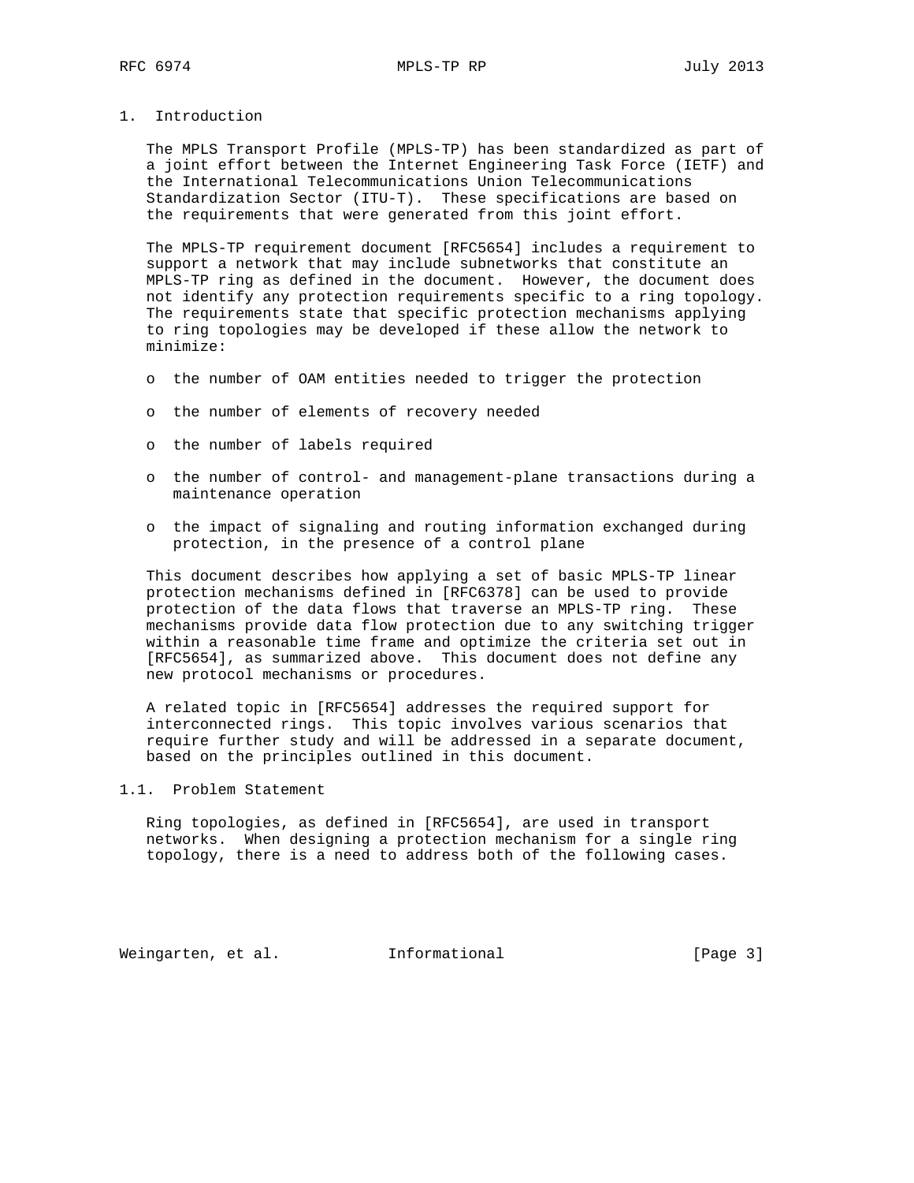## 1. Introduction

The MPLS Transport Profile (MPLS-TP) has been standardized as part of a joint effort between the Internet Engineering Task Force (IETF) and the International Telecommunications Union Telecommunications Standardization Sector (ITU-T). These specifications are based on the requirements that were generated from this joint effort.

The MPLS-TP requirement document [RFC5654] includes a requirement to support a network that may include subnetworks that constitute an MPLS-TP ring as defined in the document. However, the document does not identify any protection requirements specific to a ring topology. The requirements state that specific protection mechanisms applying to ring topologies may be developed if these allow the network to minimize:

- the number of OAM entities needed to trigger the protection
- the number of elements of recovery needed
- the number of labels required
- the number of control- and management-plane transactions during a maintenance operation
- the impact of signaling and routing information exchanged during protection, in the presence of a control plane

This document describes how applying a set of basic MPLS-TP linear protection mechanisms defined in [RFC6378] can be used to provide protection of the data flows that traverse an MPLS-TP ring. These mechanisms provide data flow protection due to any switching trigger within a reasonable time frame and optimize the criteria set out in [RFC5654], as summarized above. This document does not define any new protocol mechanisms or procedures.

A related topic in [RFC5654] addresses the required support for interconnected rings. This topic involves various scenarios that require further study and will be addressed in a separate document, based on the principles outlined in this document.

### 1.1. Problem Statement

Ring topologies, as defined in [RFC5654], are used in transport networks. When designing a protection mechanism for a single ring topology, there is a need to address both of the following cases.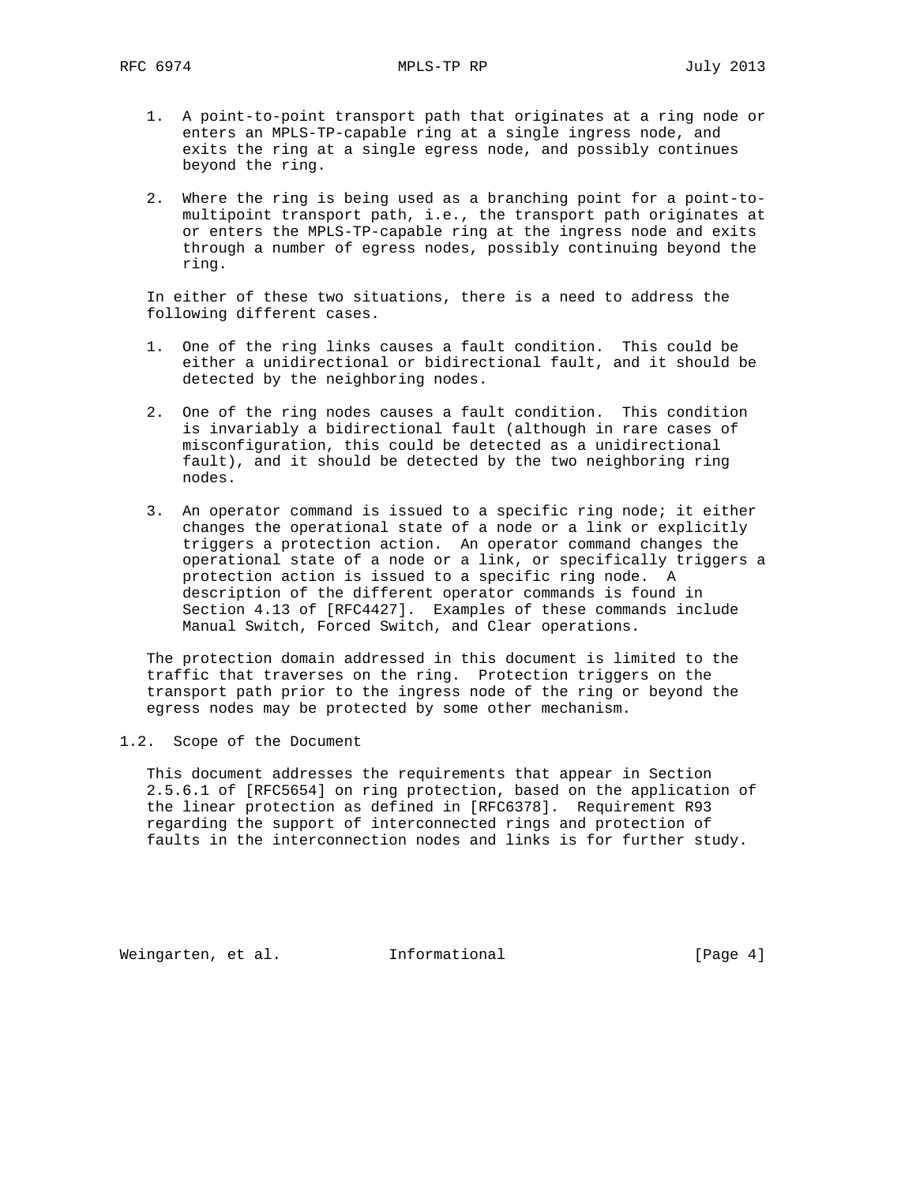1. A point-to-point transport path that originates at a ring node or enters an MPLS-TP-capable ring at a single ingress node, and exits the ring at a single egress node, and possibly continues beyond the ring.

2. Where the ring is being used as a branching point for a point-to-multipoint transport path, i.e., the transport path originates at or enters the MPLS-TP-capable ring at the ingress node and exits through a number of egress nodes, possibly continuing beyond the ring.

In either of these two situations, there is a need to address the following different cases.

1. One of the ring links causes a fault condition. This could be either a unidirectional or bidirectional fault, and it should be detected by the neighboring nodes.

2. One of the ring nodes causes a fault condition. This condition is invariably a bidirectional fault (although in rare cases of misconfiguration, this could be detected as a unidirectional fault), and it should be detected by the two neighboring ring nodes.

3. An operator command is issued to a specific ring node; it either changes the operational state of a node or a link or explicitly triggers a protection action. An operator command changes the operational state of a node or a link, or specifically triggers a protection action is issued to a specific ring node. A description of the different operator commands is found in Section 4.13 of [RFC4427]. Examples of these commands include Manual Switch, Forced Switch, and Clear operations.

The protection domain addressed in this document is limited to the traffic that traverses on the ring. Protection triggers on the transport path prior to the ingress node of the ring or beyond the egress nodes may be protected by some other mechanism.

## 1.2. Scope of the Document

This document addresses the requirements that appear in Section 2.5.6.1 of [RFC5654] on ring protection, based on the application of the linear protection as defined in [RFC6378]. Requirement R93 regarding the support of interconnected rings and protection of faults in the interconnection nodes and links is for further study.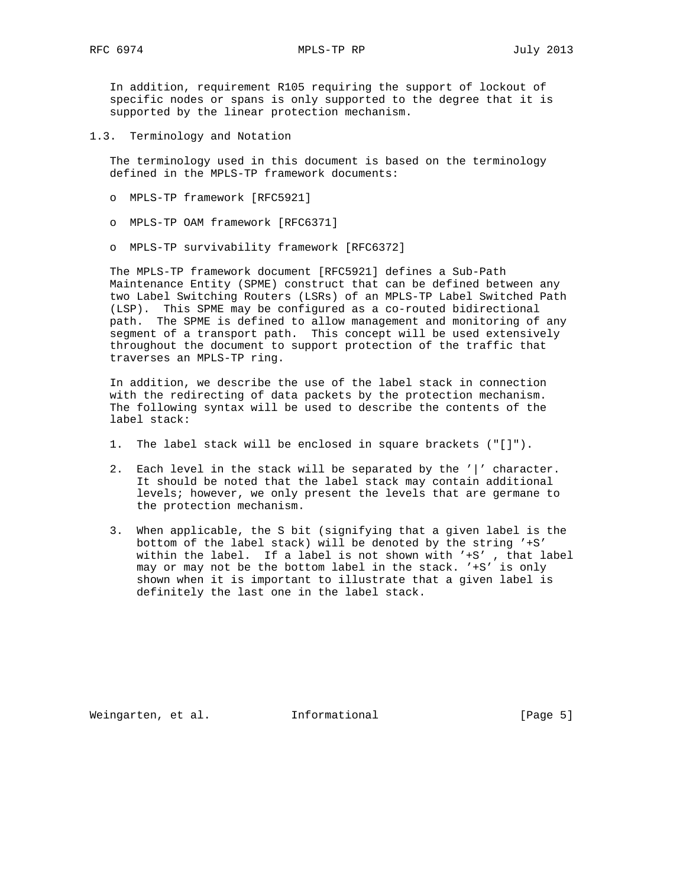In addition, requirement R105 requiring the support of lockout of specific nodes or spans is only supported to the degree that it is supported by the linear protection mechanism.

### 1.3. Terminology and Notation

The terminology used in this document is based on the terminology defined in the MPLS-TP framework documents:

- MPLS-TP framework [RFC5921]
- MPLS-TP OAM framework [RFC6371]
- MPLS-TP survivability framework [RFC6372]

The MPLS-TP framework document [RFC5921] defines a Sub-Path Maintenance Entity (SPME) construct that can be defined between any two Label Switching Routers (LSRs) of an MPLS-TP Label Switched Path (LSP). This SPME may be configured as a co-routed bidirectional path. The SPME is defined to allow management and monitoring of any segment of a transport path. This concept will be used extensively throughout the document to support protection of the traffic that traverses an MPLS-TP ring.

In addition, we describe the use of the label stack in connection with the redirecting of data packets by the protection mechanism. The following syntax will be used to describe the contents of the label stack:

1. The label stack will be enclosed in square brackets ("[]").
2. Each level in the stack will be separated by the '|' character. It should be noted that the label stack may contain additional levels; however, we only present the levels that are germane to the protection mechanism.
3. When applicable, the S bit (signifying that a given label is the bottom of the label stack) will be denoted by the string '+S' within the label. If a label is not shown with '+S' , that label may or may not be the bottom label in the stack. '+S' is only shown when it is important to illustrate that a given label is definitely the last one in the label stack.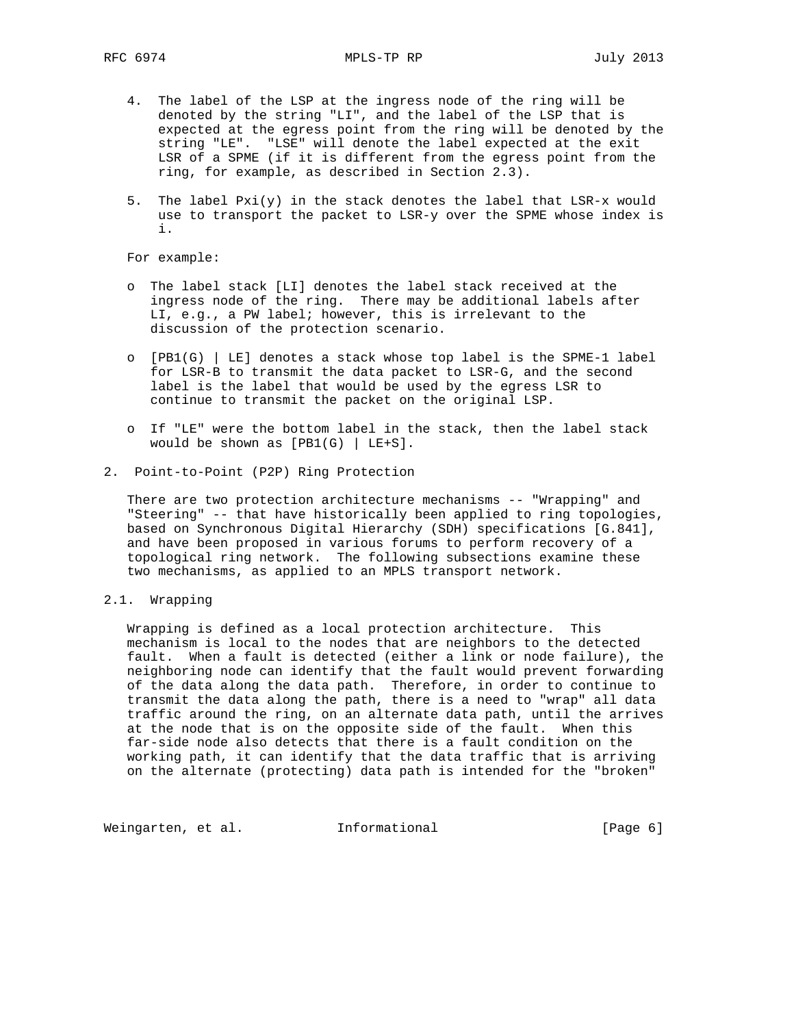4. The label of the LSP at the ingress node of the ring will be denoted by the string "LI", and the label of the LSP that is expected at the egress point from the ring will be denoted by the string "LE". "LSE" will denote the label expected at the exit LSR of a SPME (if it is different from the egress point from the ring, for example, as described in Section 2.3).

5. The label Pxi(y) in the stack denotes the label that LSR-x would use to transport the packet to LSR-y over the SPME whose index is i.

For example:

- The label stack [LI] denotes the label stack received at the ingress node of the ring. There may be additional labels after LI, e.g., a PW label; however, this is irrelevant to the discussion of the protection scenario.

- [PB1(G) | LE] denotes a stack whose top label is the SPME-1 label for LSR-B to transmit the data packet to LSR-G, and the second label is the label that would be used by the egress LSR to continue to transmit the packet on the original LSP.

- If "LE" were the bottom label in the stack, then the label stack would be shown as [PB1(G) | LE+S].

## 2. Point-to-Point (P2P) Ring Protection

There are two protection architecture mechanisms -- "Wrapping" and "Steering" -- that have historically been applied to ring topologies, based on Synchronous Digital Hierarchy (SDH) specifications [G.841], and have been proposed in various forums to perform recovery of a topological ring network. The following subsections examine these two mechanisms, as applied to an MPLS transport network.

### 2.1. Wrapping

Wrapping is defined as a local protection architecture. This mechanism is local to the nodes that are neighbors to the detected fault. When a fault is detected (either a link or node failure), the neighboring node can identify that the fault would prevent forwarding of the data along the data path. Therefore, in order to continue to transmit the data along the path, there is a need to "wrap" all data traffic around the ring, on an alternate data path, until the arrives at the node that is on the opposite side of the fault. When this far-side node also detects that there is a fault condition on the working path, it can identify that the data traffic that is arriving on the alternate (protecting) data path is intended for the "broken"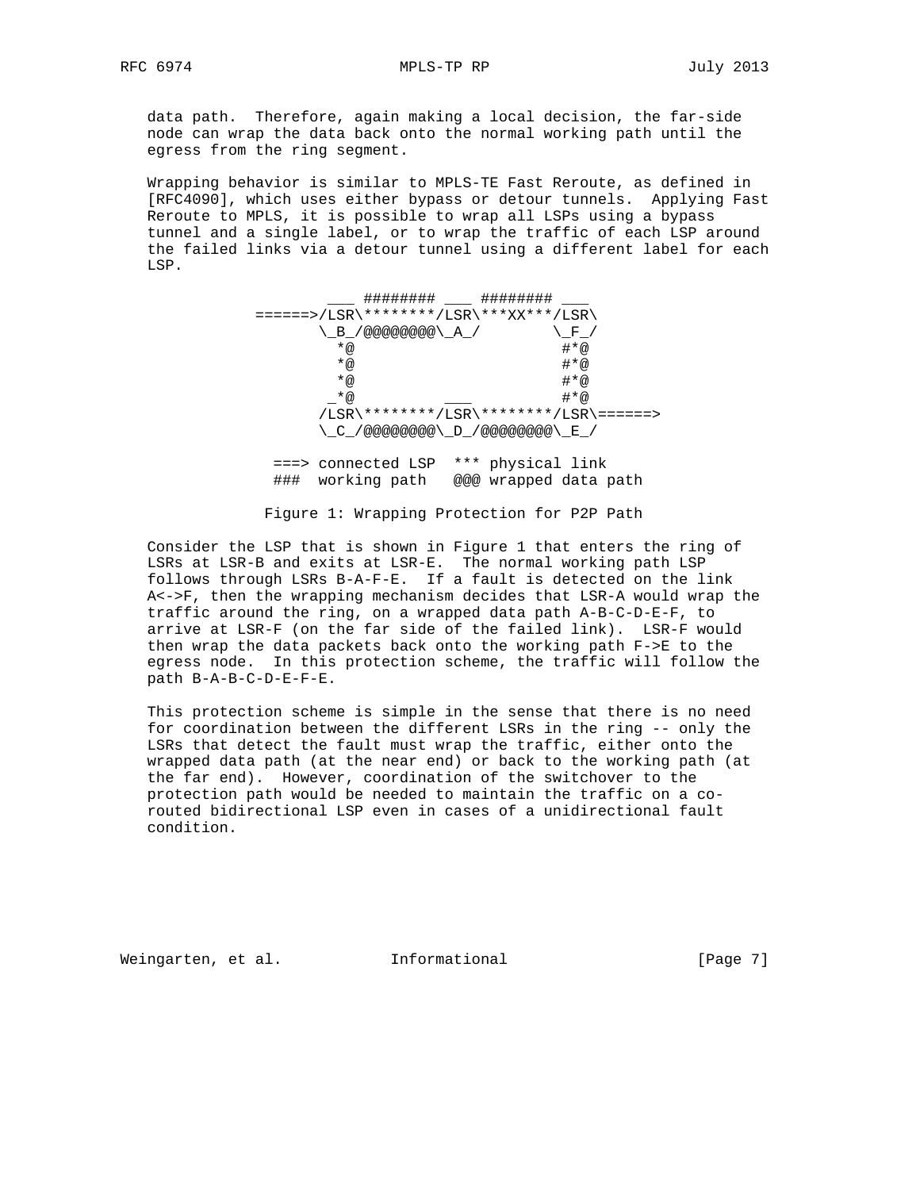data path. Therefore, again making a local decision, the far-side node can wrap the data back onto the normal working path until the egress from the ring segment.

Wrapping behavior is similar to MPLS-TE Fast Reroute, as defined in [RFC4090], which uses either bypass or detour tunnels. Applying Fast Reroute to MPLS, it is possible to wrap all LSPs using a bypass tunnel and a single label, or to wrap the traffic of each LSP around the failed links via a detour tunnel using a different label for each LSP.

```
              ___ ######## ___ ######## ___
      ======>/LSR\********/LSR\***XX***/LSR\
             \_B_/@@@@@@@@\_A_/        \_F_/
               *@                        #*@
               *@                        #*@
               *@                        #*@
              _*@             ___        #*@
             /LSR\********/LSR\********/LSR\======>
             \_C_/@@@@@@@@\_D_/@@@@@@@@\_E_/

         ===> connected LSP   *** physical link
         ###  working path    @@@ wrapped data path
```

Figure 1: Wrapping Protection for P2P Path

Consider the LSP that is shown in Figure 1 that enters the ring of LSRs at LSR-B and exits at LSR-E. The normal working path LSP follows through LSRs B-A-F-E. If a fault is detected on the link A<->F, then the wrapping mechanism decides that LSR-A would wrap the traffic around the ring, on a wrapped data path A-B-C-D-E-F, to arrive at LSR-F (on the far side of the failed link). LSR-F would then wrap the data packets back onto the working path F->E to the egress node. In this protection scheme, the traffic will follow the path B-A-B-C-D-E-F-E.

This protection scheme is simple in the sense that there is no need for coordination between the different LSRs in the ring -- only the LSRs that detect the fault must wrap the traffic, either onto the wrapped data path (at the near end) or back to the working path (at the far end). However, coordination of the switchover to the protection path would be needed to maintain the traffic on a co-routed bidirectional LSP even in cases of a unidirectional fault condition.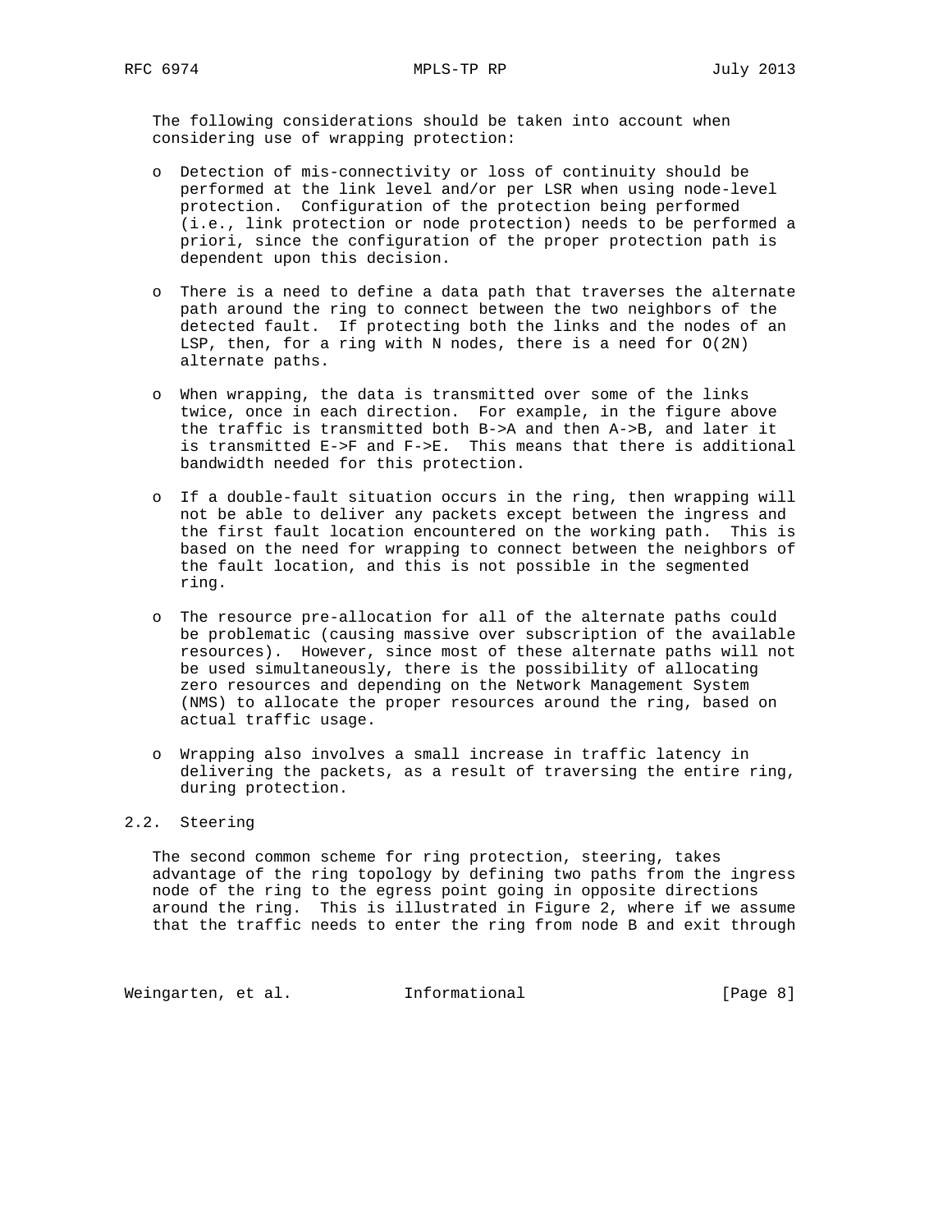The following considerations should be taken into account when considering use of wrapping protection:

- Detection of mis-connectivity or loss of continuity should be performed at the link level and/or per LSR when using node-level protection. Configuration of the protection being performed (i.e., link protection or node protection) needs to be performed a priori, since the configuration of the proper protection path is dependent upon this decision.

- There is a need to define a data path that traverses the alternate path around the ring to connect between the two neighbors of the detected fault. If protecting both the links and the nodes of an LSP, then, for a ring with N nodes, there is a need for O(2N) alternate paths.

- When wrapping, the data is transmitted over some of the links twice, once in each direction. For example, in the figure above the traffic is transmitted both B->A and then A->B, and later it is transmitted E->F and F->E. This means that there is additional bandwidth needed for this protection.

- If a double-fault situation occurs in the ring, then wrapping will not be able to deliver any packets except between the ingress and the first fault location encountered on the working path. This is based on the need for wrapping to connect between the neighbors of the fault location, and this is not possible in the segmented ring.

- The resource pre-allocation for all of the alternate paths could be problematic (causing massive over subscription of the available resources). However, since most of these alternate paths will not be used simultaneously, there is the possibility of allocating zero resources and depending on the Network Management System (NMS) to allocate the proper resources around the ring, based on actual traffic usage.

- Wrapping also involves a small increase in traffic latency in delivering the packets, as a result of traversing the entire ring, during protection.

## 2.2. Steering

The second common scheme for ring protection, steering, takes advantage of the ring topology by defining two paths from the ingress node of the ring to the egress point going in opposite directions around the ring. This is illustrated in Figure 2, where if we assume that the traffic needs to enter the ring from node B and exit through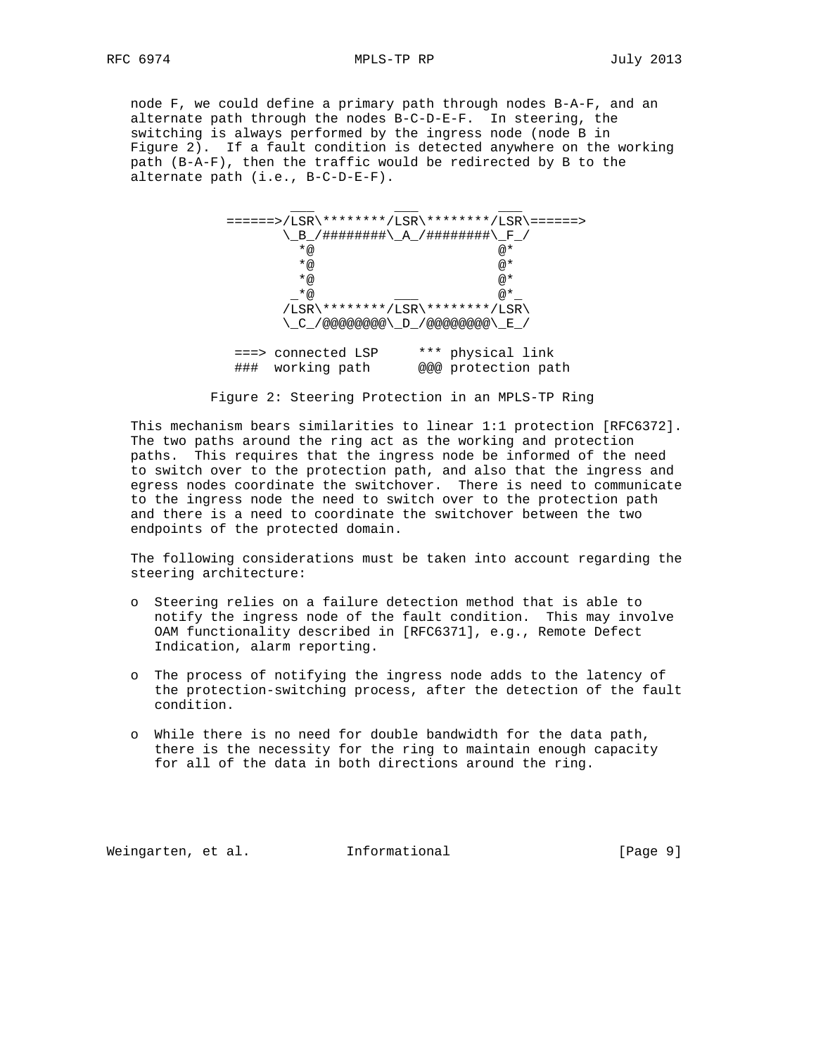node F, we could define a primary path through nodes B-A-F, and an alternate path through the nodes B-C-D-E-F. In steering, the switching is always performed by the ingress node (node B in Figure 2). If a fault condition is detected anywhere on the working path (B-A-F), then the traffic would be redirected by B to the alternate path (i.e., B-C-D-E-F).

```
               ___          ___          ___
       ======>/LSR\********/LSR\********/LSR\======>
              \_B_/########\_A_/########\_F_/
                *@                        @*
                *@                        @*
                *@                        @*
               _*@          ___           @*_
              /LSR\********/LSR\********/LSR\
              \_C_/@@@@@@@@\_D_/@@@@@@@@\_E_/

        ===> connected LSP     *** physical link
        ###  working path      @@@ protection path
```

Figure 2: Steering Protection in an MPLS-TP Ring

This mechanism bears similarities to linear 1:1 protection [RFC6372]. The two paths around the ring act as the working and protection paths. This requires that the ingress node be informed of the need to switch over to the protection path, and also that the ingress and egress nodes coordinate the switchover. There is need to communicate to the ingress node the need to switch over to the protection path and there is a need to coordinate the switchover between the two endpoints of the protected domain.

The following considerations must be taken into account regarding the steering architecture:

- Steering relies on a failure detection method that is able to notify the ingress node of the fault condition. This may involve OAM functionality described in [RFC6371], e.g., Remote Defect Indication, alarm reporting.
- The process of notifying the ingress node adds to the latency of the protection-switching process, after the detection of the fault condition.
- While there is no need for double bandwidth for the data path, there is the necessity for the ring to maintain enough capacity for all of the data in both directions around the ring.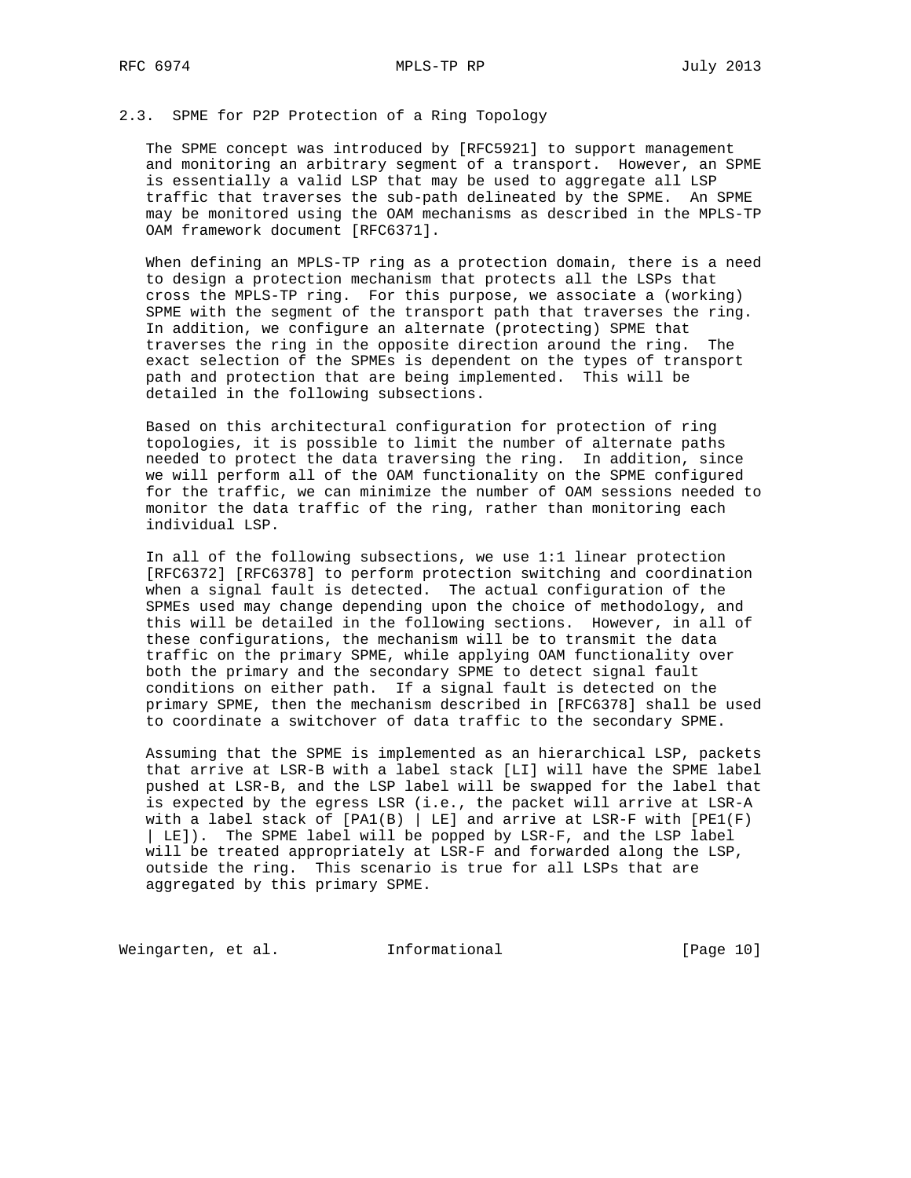### 2.3. SPME for P2P Protection of a Ring Topology

The SPME concept was introduced by [RFC5921] to support management and monitoring an arbitrary segment of a transport. However, an SPME is essentially a valid LSP that may be used to aggregate all LSP traffic that traverses the sub-path delineated by the SPME. An SPME may be monitored using the OAM mechanisms as described in the MPLS-TP OAM framework document [RFC6371].

When defining an MPLS-TP ring as a protection domain, there is a need to design a protection mechanism that protects all the LSPs that cross the MPLS-TP ring. For this purpose, we associate a (working) SPME with the segment of the transport path that traverses the ring. In addition, we configure an alternate (protecting) SPME that traverses the ring in the opposite direction around the ring. The exact selection of the SPMEs is dependent on the types of transport path and protection that are being implemented. This will be detailed in the following subsections.

Based on this architectural configuration for protection of ring topologies, it is possible to limit the number of alternate paths needed to protect the data traversing the ring. In addition, since we will perform all of the OAM functionality on the SPME configured for the traffic, we can minimize the number of OAM sessions needed to monitor the data traffic of the ring, rather than monitoring each individual LSP.

In all of the following subsections, we use 1:1 linear protection [RFC6372] [RFC6378] to perform protection switching and coordination when a signal fault is detected. The actual configuration of the SPMEs used may change depending upon the choice of methodology, and this will be detailed in the following sections. However, in all of these configurations, the mechanism will be to transmit the data traffic on the primary SPME, while applying OAM functionality over both the primary and the secondary SPME to detect signal fault conditions on either path. If a signal fault is detected on the primary SPME, then the mechanism described in [RFC6378] shall be used to coordinate a switchover of data traffic to the secondary SPME.

Assuming that the SPME is implemented as an hierarchical LSP, packets that arrive at LSR-B with a label stack [LI] will have the SPME label pushed at LSR-B, and the LSP label will be swapped for the label that is expected by the egress LSR (i.e., the packet will arrive at LSR-A with a label stack of [PA1(B) | LE] and arrive at LSR-F with [PE1(F) | LE]). The SPME label will be popped by LSR-F, and the LSP label will be treated appropriately at LSR-F and forwarded along the LSP, outside the ring. This scenario is true for all LSPs that are aggregated by this primary SPME.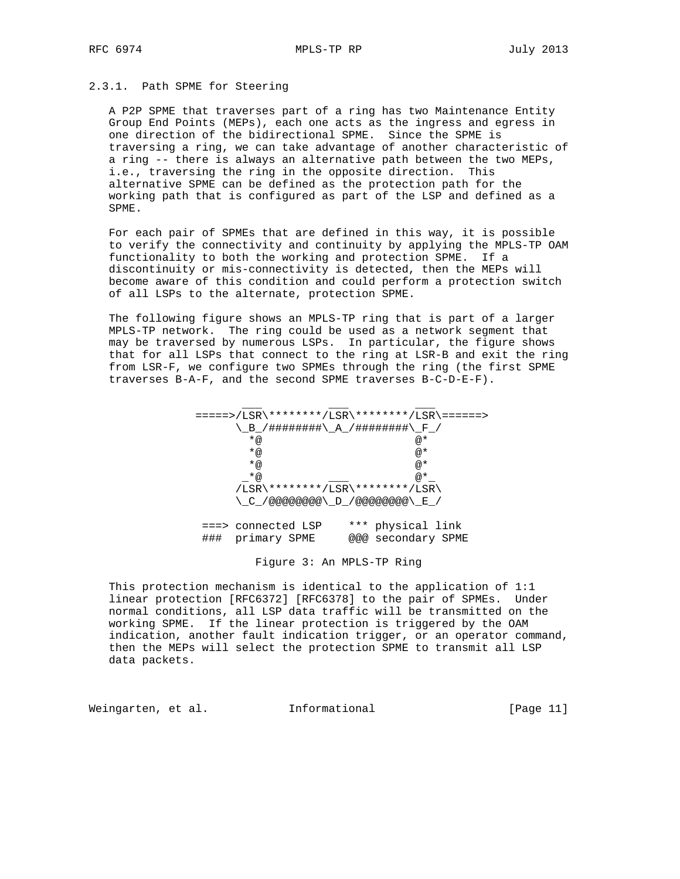### 2.3.1. Path SPME for Steering

A P2P SPME that traverses part of a ring has two Maintenance Entity Group End Points (MEPs), each one acts as the ingress and egress in one direction of the bidirectional SPME. Since the SPME is traversing a ring, we can take advantage of another characteristic of a ring -- there is always an alternative path between the two MEPs, i.e., traversing the ring in the opposite direction. This alternative SPME can be defined as the protection path for the working path that is configured as part of the LSP and defined as a SPME.

For each pair of SPMEs that are defined in this way, it is possible to verify the connectivity and continuity by applying the MPLS-TP OAM functionality to both the working and protection SPME. If a discontinuity or mis-connectivity is detected, then the MEPs will become aware of this condition and could perform a protection switch of all LSPs to the alternate, protection SPME.

The following figure shows an MPLS-TP ring that is part of a larger MPLS-TP network. The ring could be used as a network segment that may be traversed by numerous LSPs. In particular, the figure shows that for all LSPs that connect to the ring at LSR-B and exit the ring from LSR-F, we configure two SPMEs through the ring (the first SPME traverses B-A-F, and the second SPME traverses B-C-D-E-F).

```
                ___         ___         ___
          =====>/LSR\********/LSR\********/LSR\======>
                \_B_/########\_A_/########\_F_/
                  *@                        @*
                  *@                        @*
                  *@                        @*
                 _*@           ___          @*_
                /LSR\********/LSR\********/LSR\
                \_C_/@@@@@@@@\_D_/@@@@@@@@\_E_/

           ===> connected LSP    *** physical link
           ###  primary SPME     @@@ secondary SPME
```

Figure 3: An MPLS-TP Ring

This protection mechanism is identical to the application of 1:1 linear protection [RFC6372] [RFC6378] to the pair of SPMEs. Under normal conditions, all LSP data traffic will be transmitted on the working SPME. If the linear protection is triggered by the OAM indication, another fault indication trigger, or an operator command, then the MEPs will select the protection SPME to transmit all LSP data packets.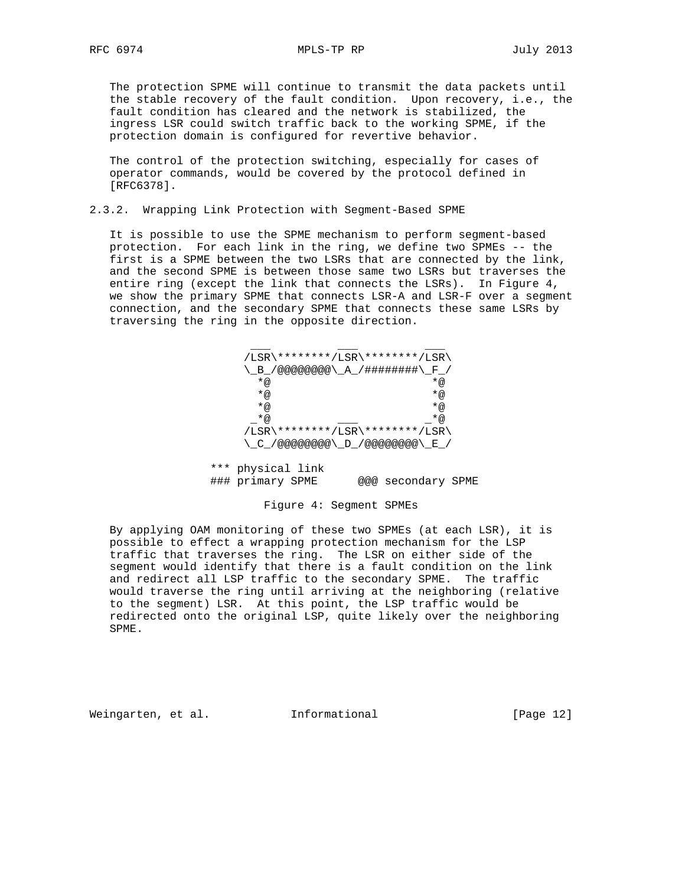The protection SPME will continue to transmit the data packets until the stable recovery of the fault condition. Upon recovery, i.e., the fault condition has cleared and the network is stabilized, the ingress LSR could switch traffic back to the working SPME, if the protection domain is configured for revertive behavior.

The control of the protection switching, especially for cases of operator commands, would be covered by the protocol defined in [RFC6378].

### 2.3.2. Wrapping Link Protection with Segment-Based SPME

It is possible to use the SPME mechanism to perform segment-based protection. For each link in the ring, we define two SPMEs -- the first is a SPME between the two LSRs that are connected by the link, and the second SPME is between those same two LSRs but traverses the entire ring (except the link that connects the LSRs). In Figure 4, we show the primary SPME that connects LSR-A and LSR-F over a segment connection, and the secondary SPME that connects these same LSRs by traversing the ring in the opposite direction.

```
                ___          ___          ___
               /LSR\********/LSR\********/LSR\
               \_B_/@@@@@@@@\_A_/########\_F_/
                 *@                        *@
                 *@                        *@
                 *@                        *@
                _*@          ___          _*@
               /LSR\********/LSR\********/LSR\
               \_C_/@@@@@@@@\_D_/@@@@@@@@\_E_/

          *** physical link
          ### primary SPME      @@@ secondary SPME
```

Figure 4: Segment SPMEs

By applying OAM monitoring of these two SPMEs (at each LSR), it is possible to effect a wrapping protection mechanism for the LSP traffic that traverses the ring. The LSR on either side of the segment would identify that there is a fault condition on the link and redirect all LSP traffic to the secondary SPME. The traffic would traverse the ring until arriving at the neighboring (relative to the segment) LSR. At this point, the LSP traffic would be redirected onto the original LSP, quite likely over the neighboring SPME.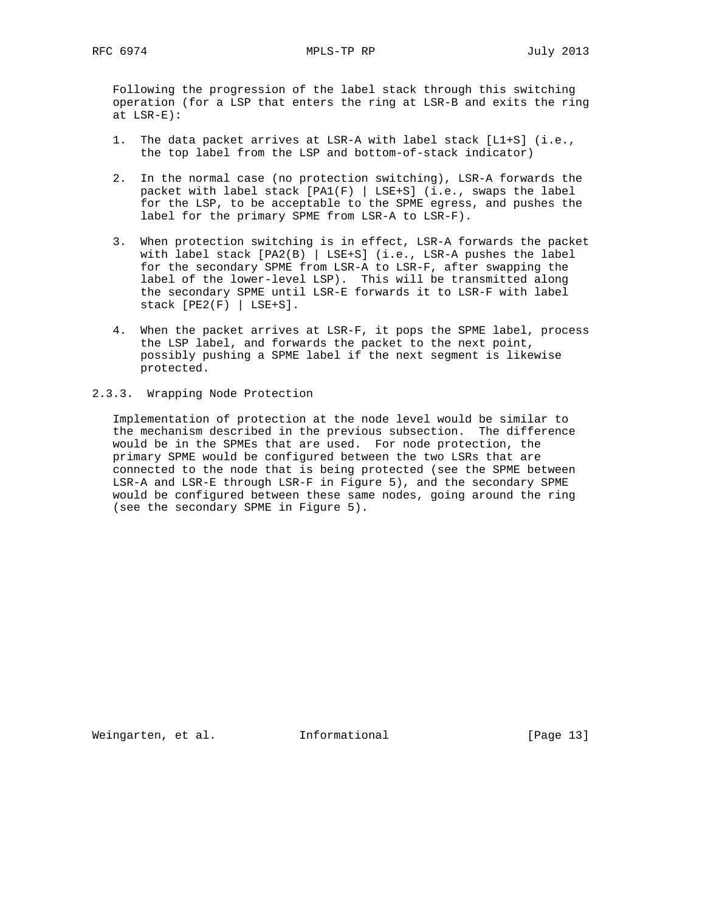Following the progression of the label stack through this switching operation (for a LSP that enters the ring at LSR-B and exits the ring at LSR-E):

1. The data packet arrives at LSR-A with label stack [L1+S] (i.e., the top label from the LSP and bottom-of-stack indicator)

2. In the normal case (no protection switching), LSR-A forwards the packet with label stack [PA1(F) | LSE+S] (i.e., swaps the label for the LSP, to be acceptable to the SPME egress, and pushes the label for the primary SPME from LSR-A to LSR-F).

3. When protection switching is in effect, LSR-A forwards the packet with label stack [PA2(B) | LSE+S] (i.e., LSR-A pushes the label for the secondary SPME from LSR-A to LSR-F, after swapping the label of the lower-level LSP). This will be transmitted along the secondary SPME until LSR-E forwards it to LSR-F with label stack [PE2(F) | LSE+S].

4. When the packet arrives at LSR-F, it pops the SPME label, process the LSP label, and forwards the packet to the next point, possibly pushing a SPME label if the next segment is likewise protected.

### 2.3.3. Wrapping Node Protection

Implementation of protection at the node level would be similar to the mechanism described in the previous subsection. The difference would be in the SPMEs that are used. For node protection, the primary SPME would be configured between the two LSRs that are connected to the node that is being protected (see the SPME between LSR-A and LSR-E through LSR-F in Figure 5), and the secondary SPME would be configured between these same nodes, going around the ring (see the secondary SPME in Figure 5).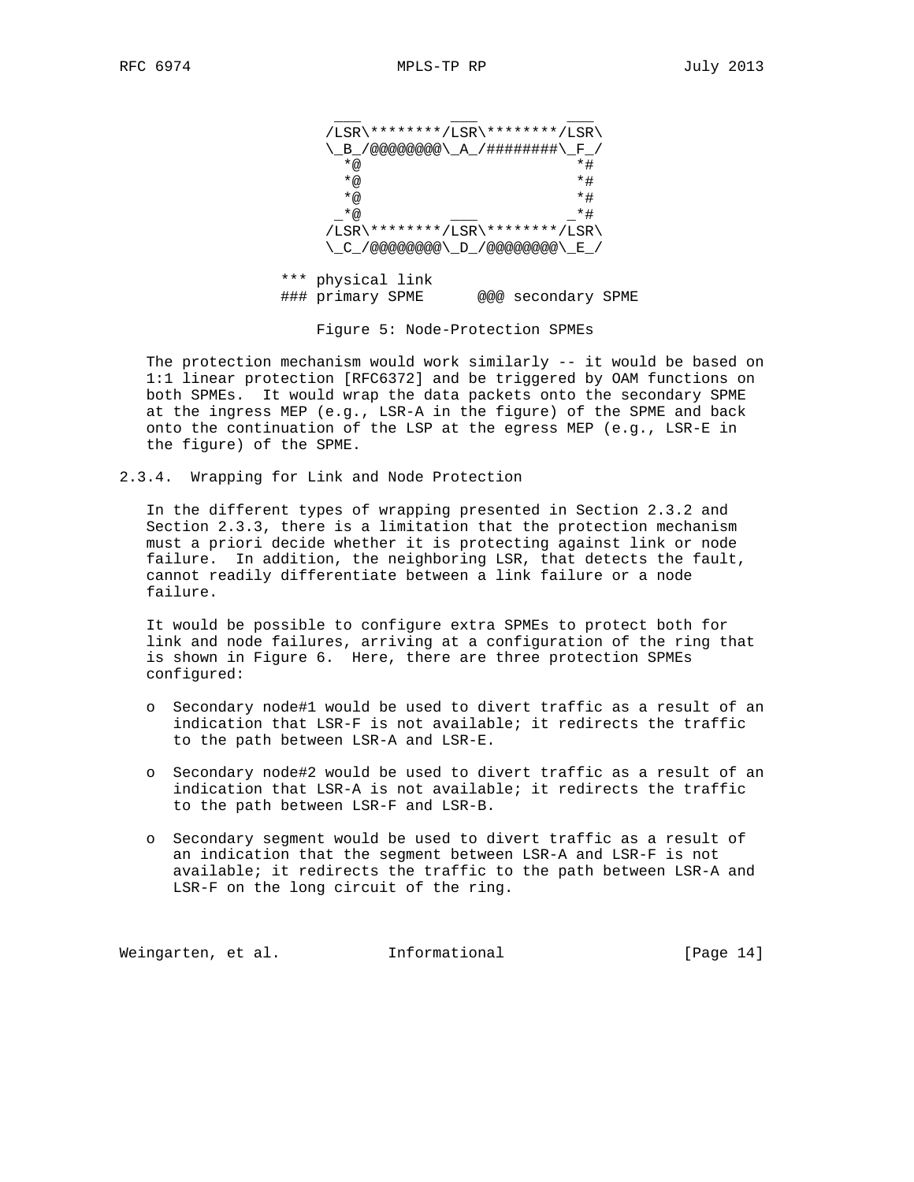```
               ___          ___          ___
              /LSR\********/LSR\********/LSR\
              \_B_/@@@@@@@@\_A_/########\_F_/
                *@                        *#
                *@                        *#
                *@                        *#
               _*@          ___          _*#
              /LSR\********/LSR\********/LSR\
              \_C_/@@@@@@@@\_D_/@@@@@@@@\_E_/

           *** physical link
           ### primary SPME       @@@ secondary SPME
```

Figure 5: Node-Protection SPMEs

The protection mechanism would work similarly -- it would be based on 1:1 linear protection [RFC6372] and be triggered by OAM functions on both SPMEs. It would wrap the data packets onto the secondary SPME at the ingress MEP (e.g., LSR-A in the figure) of the SPME and back onto the continuation of the LSP at the egress MEP (e.g., LSR-E in the figure) of the SPME.

### 2.3.4. Wrapping for Link and Node Protection

In the different types of wrapping presented in Section 2.3.2 and Section 2.3.3, there is a limitation that the protection mechanism must a priori decide whether it is protecting against link or node failure. In addition, the neighboring LSR, that detects the fault, cannot readily differentiate between a link failure or a node failure.

It would be possible to configure extra SPMEs to protect both for link and node failures, arriving at a configuration of the ring that is shown in Figure 6. Here, there are three protection SPMEs configured:

- Secondary node#1 would be used to divert traffic as a result of an indication that LSR-F is not available; it redirects the traffic to the path between LSR-A and LSR-E.
- Secondary node#2 would be used to divert traffic as a result of an indication that LSR-A is not available; it redirects the traffic to the path between LSR-F and LSR-B.
- Secondary segment would be used to divert traffic as a result of an indication that the segment between LSR-A and LSR-F is not available; it redirects the traffic to the path between LSR-A and LSR-F on the long circuit of the ring.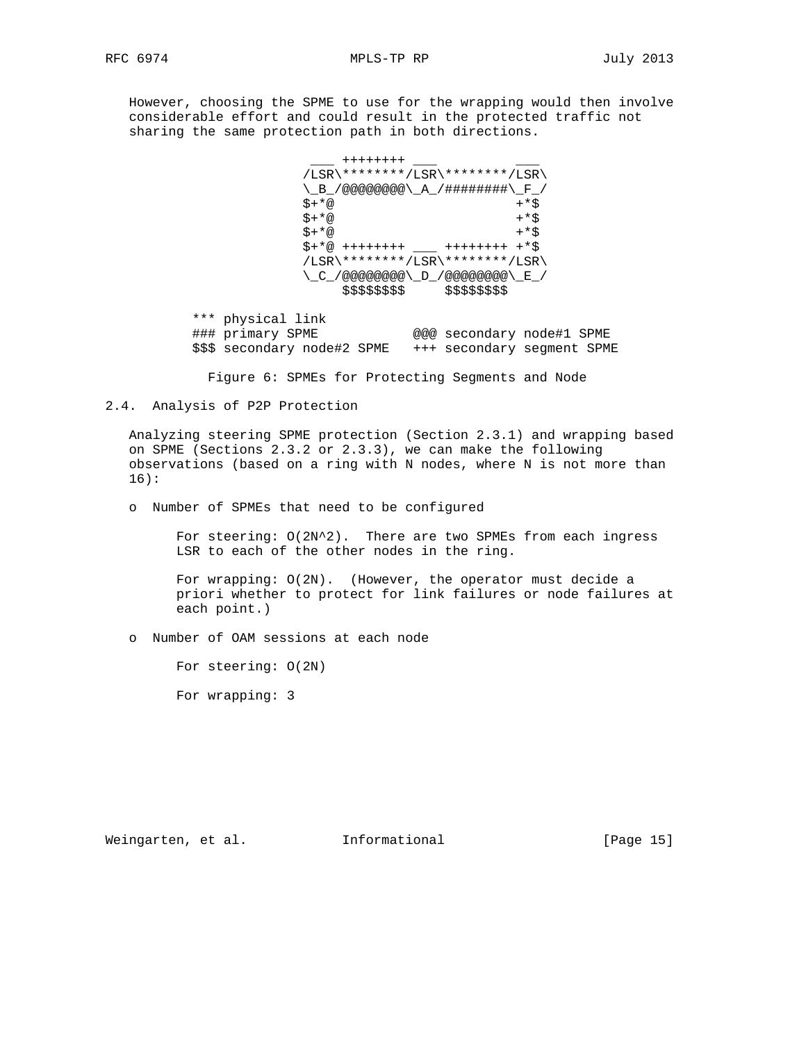However, choosing the SPME to use for the wrapping would then involve considerable effort and could result in the protected traffic not sharing the same protection path in both directions.

```
                     ___ ++++++++ ___          ___
                    /LSR\********/LSR\********/LSR\
                    \_B_/@@@@@@@@\_A_/########\_F_/
                    $+*@                       +*$
                    $+*@                       +*$
                    $+*@                       +*$
                    $+*@ ++++++++ ___ ++++++++ +*$
                    /LSR\********/LSR\********/LSR\
                    \_C_/@@@@@@@@\_D_/@@@@@@@@\_E_/
                        $$$$$$$$     $$$$$$$$

         *** physical link
         ### primary SPME            @@@ secondary node#1 SPME
         $$$ secondary node#2 SPME   +++ secondary segment SPME
```

Figure 6: SPMEs for Protecting Segments and Node

## 2.4. Analysis of P2P Protection

Analyzing steering SPME protection (Section 2.3.1) and wrapping based on SPME (Sections 2.3.2 or 2.3.3), we can make the following observations (based on a ring with N nodes, where N is not more than 16):

- Number of SPMEs that need to be configured

  For steering: O(2N^2). There are two SPMEs from each ingress LSR to each of the other nodes in the ring.

  For wrapping: O(2N). (However, the operator must decide a priori whether to protect for link failures or node failures at each point.)

- Number of OAM sessions at each node

  For steering: O(2N)

  For wrapping: 3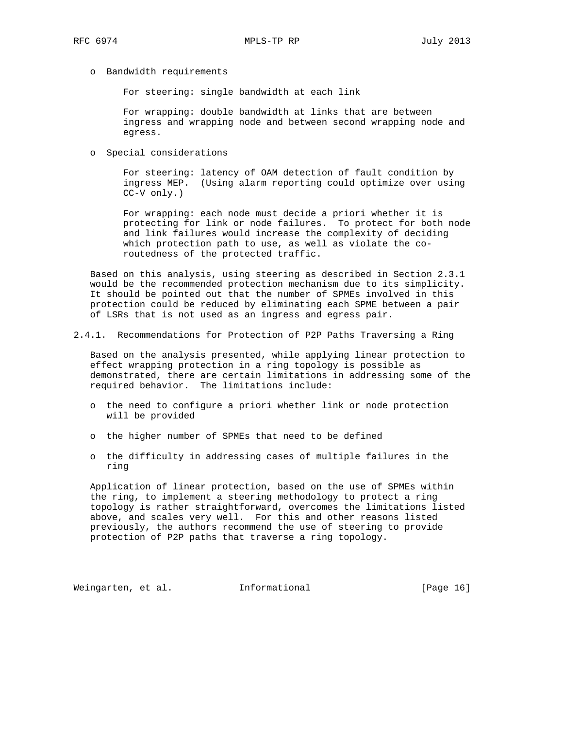- Bandwidth requirements

  For steering: single bandwidth at each link

  For wrapping: double bandwidth at links that are between ingress and wrapping node and between second wrapping node and egress.

- Special considerations

  For steering: latency of OAM detection of fault condition by ingress MEP. (Using alarm reporting could optimize over using CC-V only.)

  For wrapping: each node must decide a priori whether it is protecting for link or node failures. To protect for both node and link failures would increase the complexity of deciding which protection path to use, as well as violate the co-routedness of the protected traffic.

Based on this analysis, using steering as described in Section 2.3.1 would be the recommended protection mechanism due to its simplicity. It should be pointed out that the number of SPMEs involved in this protection could be reduced by eliminating each SPME between a pair of LSRs that is not used as an ingress and egress pair.

#### 2.4.1. Recommendations for Protection of P2P Paths Traversing a Ring

Based on the analysis presented, while applying linear protection to effect wrapping protection in a ring topology is possible as demonstrated, there are certain limitations in addressing some of the required behavior. The limitations include:

- the need to configure a priori whether link or node protection will be provided
- the higher number of SPMEs that need to be defined
- the difficulty in addressing cases of multiple failures in the ring

Application of linear protection, based on the use of SPMEs within the ring, to implement a steering methodology to protect a ring topology is rather straightforward, overcomes the limitations listed above, and scales very well. For this and other reasons listed previously, the authors recommend the use of steering to provide protection of P2P paths that traverse a ring topology.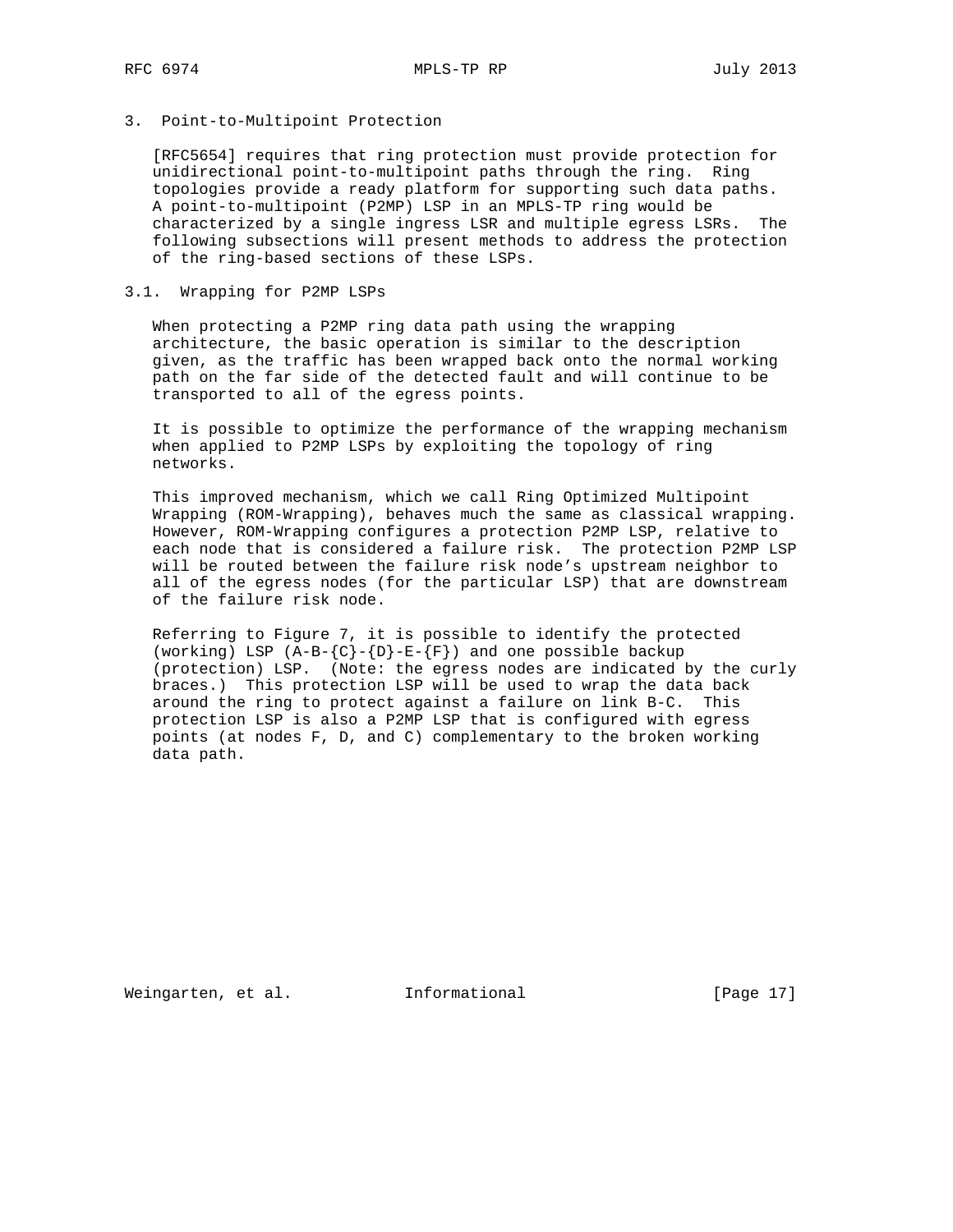## 3. Point-to-Multipoint Protection

[RFC5654] requires that ring protection must provide protection for unidirectional point-to-multipoint paths through the ring. Ring topologies provide a ready platform for supporting such data paths. A point-to-multipoint (P2MP) LSP in an MPLS-TP ring would be characterized by a single ingress LSR and multiple egress LSRs. The following subsections will present methods to address the protection of the ring-based sections of these LSPs.

### 3.1. Wrapping for P2MP LSPs

When protecting a P2MP ring data path using the wrapping architecture, the basic operation is similar to the description given, as the traffic has been wrapped back onto the normal working path on the far side of the detected fault and will continue to be transported to all of the egress points.

It is possible to optimize the performance of the wrapping mechanism when applied to P2MP LSPs by exploiting the topology of ring networks.

This improved mechanism, which we call Ring Optimized Multipoint Wrapping (ROM-Wrapping), behaves much the same as classical wrapping. However, ROM-Wrapping configures a protection P2MP LSP, relative to each node that is considered a failure risk. The protection P2MP LSP will be routed between the failure risk node's upstream neighbor to all of the egress nodes (for the particular LSP) that are downstream of the failure risk node.

Referring to Figure 7, it is possible to identify the protected (working) LSP (A-B-{C}-{D}-E-{F}) and one possible backup (protection) LSP. (Note: the egress nodes are indicated by the curly braces.) This protection LSP will be used to wrap the data back around the ring to protect against a failure on link B-C. This protection LSP is also a P2MP LSP that is configured with egress points (at nodes F, D, and C) complementary to the broken working data path.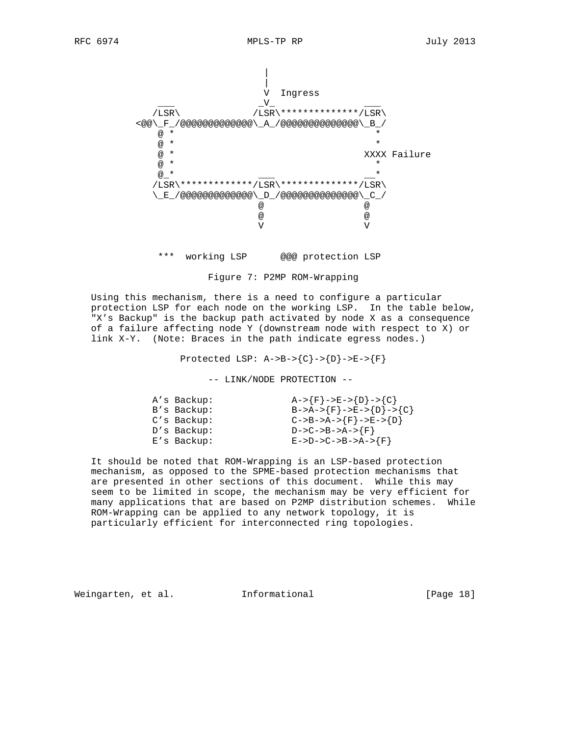```
                                   |
                                   |
                                   V  Ingress
              ___                 _V_               ___
             /LSR\               /LSR\**************/LSR\
          <@@\_F_/@@@@@@@@@@@@@@\_A_/@@@@@@@@@@@@@@\_B_/
               @ *                                    *
               @ *                                    *
               @ *                                 XXXX Failure
               @ *                                    *
               @_*                ___                __*
             /LSR\*************/LSR\**************/LSR\
             \_E_/@@@@@@@@@@@@@\_D_/@@@@@@@@@@@@@@\_C_/
                                 @                 @
                                 @                 @
                                 V                 V

              ***  working LSP      @@@ protection LSP
```

Figure 7: P2MP ROM-Wrapping

Using this mechanism, there is a need to configure a particular protection LSP for each node on the working LSP. In the table below, "X's Backup" is the backup path activated by node X as a consequence of a failure affecting node Y (downstream node with respect to X) or link X-Y. (Note: Braces in the path indicate egress nodes.)

```
               Protected LSP: A->B->{C}->{D}->E->{F}

                     -- LINK/NODE PROTECTION --

            A's Backup:              A->{F}->E->{D}->{C}
            B's Backup:              B->A->{F}->E->{D}->{C}
            C's Backup:              C->B->A->{F}->E->{D}
            D's Backup:              D->C->B->A->{F}
            E's Backup:              E->D->C->B->A->{F}
```

It should be noted that ROM-Wrapping is an LSP-based protection mechanism, as opposed to the SPME-based protection mechanisms that are presented in other sections of this document. While this may seem to be limited in scope, the mechanism may be very efficient for many applications that are based on P2MP distribution schemes. While ROM-Wrapping can be applied to any network topology, it is particularly efficient for interconnected ring topologies.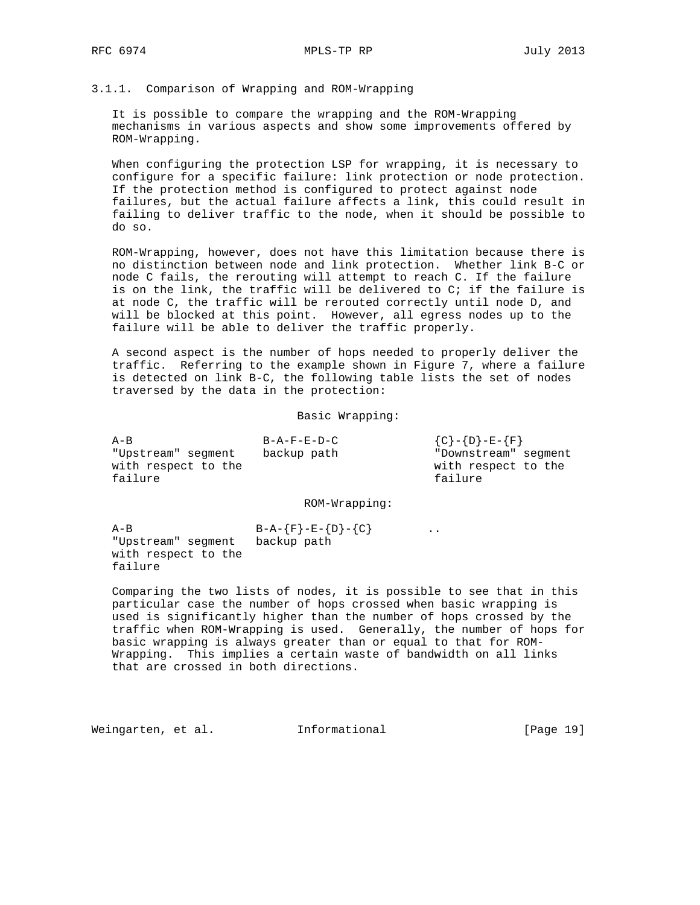### 3.1.1. Comparison of Wrapping and ROM-Wrapping

It is possible to compare the wrapping and the ROM-Wrapping mechanisms in various aspects and show some improvements offered by ROM-Wrapping.

When configuring the protection LSP for wrapping, it is necessary to configure for a specific failure: link protection or node protection. If the protection method is configured to protect against node failures, but the actual failure affects a link, this could result in failing to deliver traffic to the node, when it should be possible to do so.

ROM-Wrapping, however, does not have this limitation because there is no distinction between node and link protection. Whether link B-C or node C fails, the rerouting will attempt to reach C. If the failure is on the link, the traffic will be delivered to C; if the failure is at node C, the traffic will be rerouted correctly until node D, and will be blocked at this point. However, all egress nodes up to the failure will be able to deliver the traffic properly.

A second aspect is the number of hops needed to properly deliver the traffic. Referring to the example shown in Figure 7, where a failure is detected on link B-C, the following table lists the set of nodes traversed by the data in the protection:

```
                           Basic Wrapping:

   A-B                  B-A-F-E-D-C           {C}-{D}-E-{F}
   "Upstream" segment   backup path           "Downstream" segment
   with respect to the                        with respect to the
   failure                                    failure

                           ROM-Wrapping:

   A-B                 B-A-{F}-E-{D}-{C}       ..
   "Upstream" segment   backup path
   with respect to the
   failure
```

Comparing the two lists of nodes, it is possible to see that in this particular case the number of hops crossed when basic wrapping is used is significantly higher than the number of hops crossed by the traffic when ROM-Wrapping is used. Generally, the number of hops for basic wrapping is always greater than or equal to that for ROM-Wrapping. This implies a certain waste of bandwidth on all links that are crossed in both directions.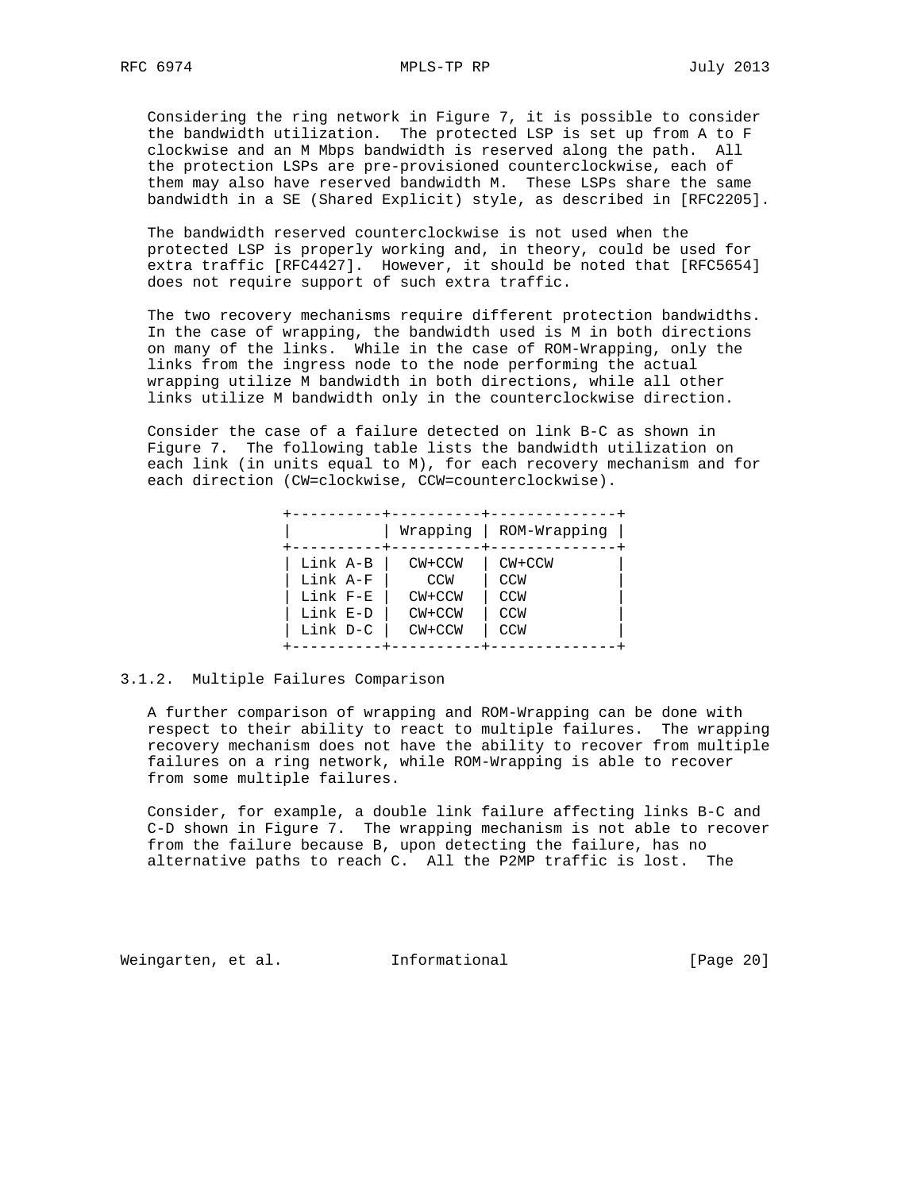Considering the ring network in Figure 7, it is possible to consider the bandwidth utilization. The protected LSP is set up from A to F clockwise and an M Mbps bandwidth is reserved along the path. All the protection LSPs are pre-provisioned counterclockwise, each of them may also have reserved bandwidth M. These LSPs share the same bandwidth in a SE (Shared Explicit) style, as described in [RFC2205].

The bandwidth reserved counterclockwise is not used when the protected LSP is properly working and, in theory, could be used for extra traffic [RFC4427]. However, it should be noted that [RFC5654] does not require support of such extra traffic.

The two recovery mechanisms require different protection bandwidths. In the case of wrapping, the bandwidth used is M in both directions on many of the links. While in the case of ROM-Wrapping, only the links from the ingress node to the node performing the actual wrapping utilize M bandwidth in both directions, while all other links utilize M bandwidth only in the counterclockwise direction.

Consider the case of a failure detected on link B-C as shown in Figure 7. The following table lists the bandwidth utilization on each link (in units equal to M), for each recovery mechanism and for each direction (CW=clockwise, CCW=counterclockwise).

| | Wrapping | ROM-Wrapping |
|---|---|---|
| Link A-B | CW+CCW | CW+CCW |
| Link A-F | CCW | CCW |
| Link F-E | CW+CCW | CCW |
| Link E-D | CW+CCW | CCW |
| Link D-C | CW+CCW | CCW |

### 3.1.2. Multiple Failures Comparison

A further comparison of wrapping and ROM-Wrapping can be done with respect to their ability to react to multiple failures. The wrapping recovery mechanism does not have the ability to recover from multiple failures on a ring network, while ROM-Wrapping is able to recover from some multiple failures.

Consider, for example, a double link failure affecting links B-C and C-D shown in Figure 7. The wrapping mechanism is not able to recover from the failure because B, upon detecting the failure, has no alternative paths to reach C. All the P2MP traffic is lost. The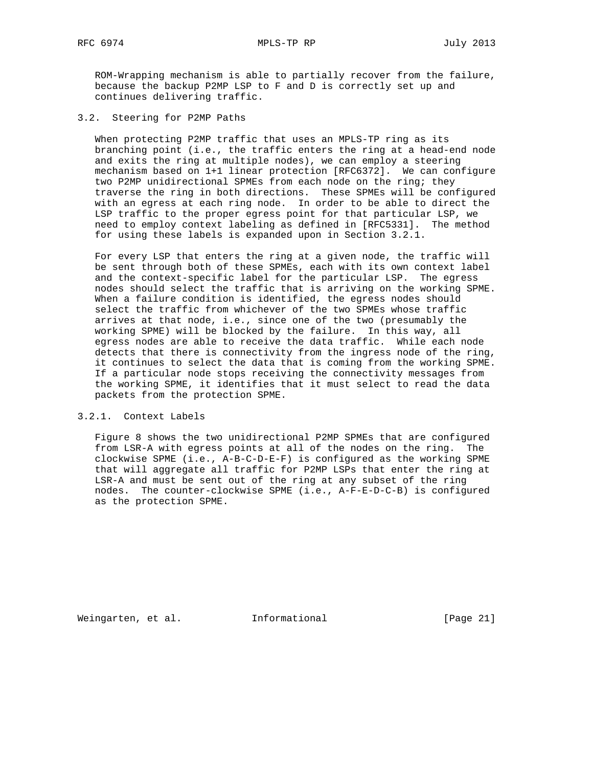ROM-Wrapping mechanism is able to partially recover from the failure, because the backup P2MP LSP to F and D is correctly set up and continues delivering traffic.

### 3.2. Steering for P2MP Paths

When protecting P2MP traffic that uses an MPLS-TP ring as its branching point (i.e., the traffic enters the ring at a head-end node and exits the ring at multiple nodes), we can employ a steering mechanism based on 1+1 linear protection [RFC6372]. We can configure two P2MP unidirectional SPMEs from each node on the ring; they traverse the ring in both directions. These SPMEs will be configured with an egress at each ring node. In order to be able to direct the LSP traffic to the proper egress point for that particular LSP, we need to employ context labeling as defined in [RFC5331]. The method for using these labels is expanded upon in Section 3.2.1.

For every LSP that enters the ring at a given node, the traffic will be sent through both of these SPMEs, each with its own context label and the context-specific label for the particular LSP. The egress nodes should select the traffic that is arriving on the working SPME. When a failure condition is identified, the egress nodes should select the traffic from whichever of the two SPMEs whose traffic arrives at that node, i.e., since one of the two (presumably the working SPME) will be blocked by the failure. In this way, all egress nodes are able to receive the data traffic. While each node detects that there is connectivity from the ingress node of the ring, it continues to select the data that is coming from the working SPME. If a particular node stops receiving the connectivity messages from the working SPME, it identifies that it must select to read the data packets from the protection SPME.

#### 3.2.1. Context Labels

Figure 8 shows the two unidirectional P2MP SPMEs that are configured from LSR-A with egress points at all of the nodes on the ring. The clockwise SPME (i.e., A-B-C-D-E-F) is configured as the working SPME that will aggregate all traffic for P2MP LSPs that enter the ring at LSR-A and must be sent out of the ring at any subset of the ring nodes. The counter-clockwise SPME (i.e., A-F-E-D-C-B) is configured as the protection SPME.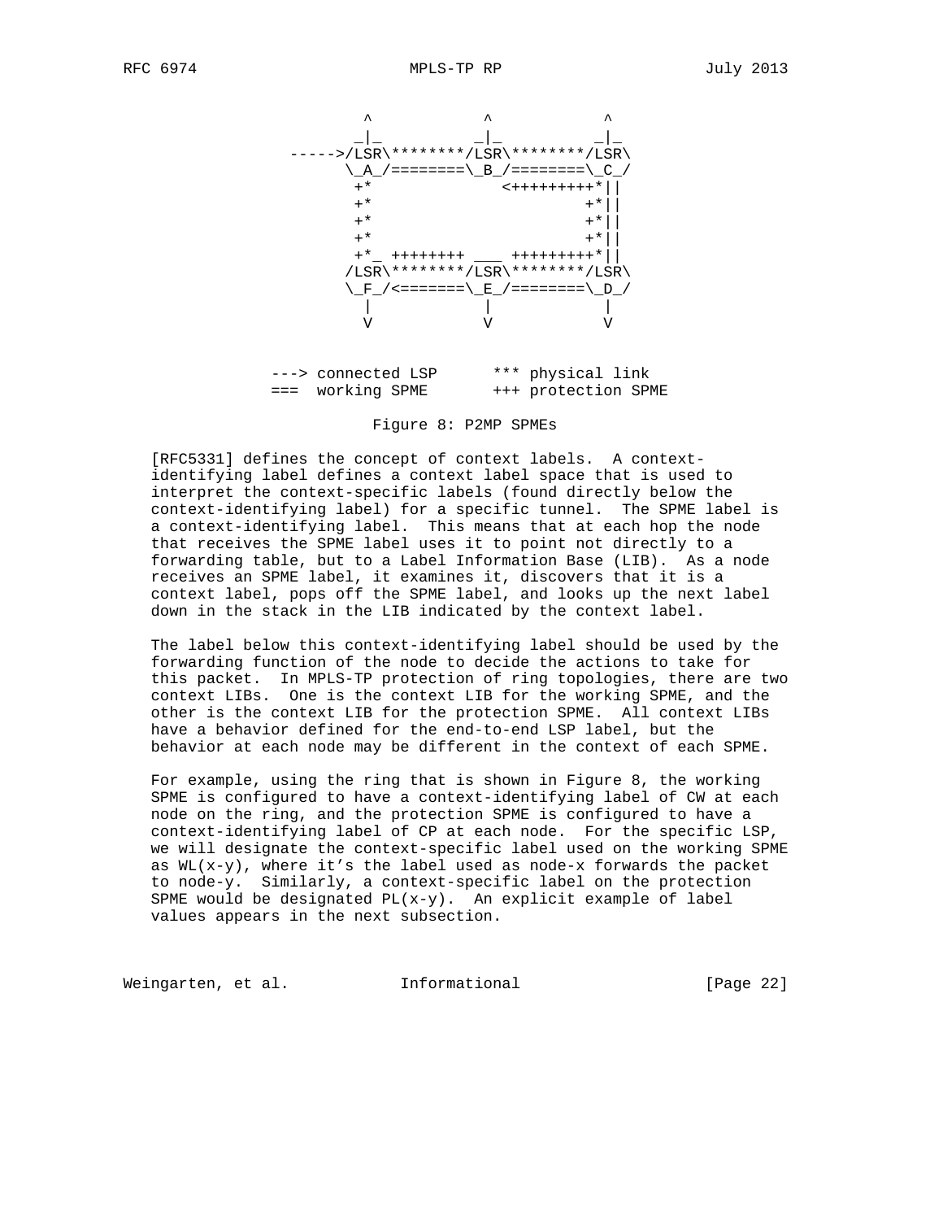```
                ^            ^            ^
               _|_          _|_          _|_
         ----->/LSR\********/LSR\********/LSR\
               \_A_/========\_B_/========\_C_/
                +*              <+++++++++*||
                +*                       +*||
                +*                       +*||
                +*                       +*||
                +*_ ++++++++ ___ +++++++++*||
               /LSR\********/LSR\********/LSR\
               \_F_/<=======\_E_/========\_D_/
                 |            |            |
                 V            V            V


             ---> connected LSP      *** physical link
             ===  working SPME       +++ protection SPME
```

Figure 8: P2MP SPMEs

[RFC5331] defines the concept of context labels. A context-identifying label defines a context label space that is used to interpret the context-specific labels (found directly below the context-identifying label) for a specific tunnel. The SPME label is a context-identifying label. This means that at each hop the node that receives the SPME label uses it to point not directly to a forwarding table, but to a Label Information Base (LIB). As a node receives an SPME label, it examines it, discovers that it is a context label, pops off the SPME label, and looks up the next label down in the stack in the LIB indicated by the context label.

The label below this context-identifying label should be used by the forwarding function of the node to decide the actions to take for this packet. In MPLS-TP protection of ring topologies, there are two context LIBs. One is the context LIB for the working SPME, and the other is the context LIB for the protection SPME. All context LIBs have a behavior defined for the end-to-end LSP label, but the behavior at each node may be different in the context of each SPME.

For example, using the ring that is shown in Figure 8, the working SPME is configured to have a context-identifying label of CW at each node on the ring, and the protection SPME is configured to have a context-identifying label of CP at each node. For the specific LSP, we will designate the context-specific label used on the working SPME as WL(x-y), where it's the label used as node-x forwards the packet to node-y. Similarly, a context-specific label on the protection SPME would be designated PL(x-y). An explicit example of label values appears in the next subsection.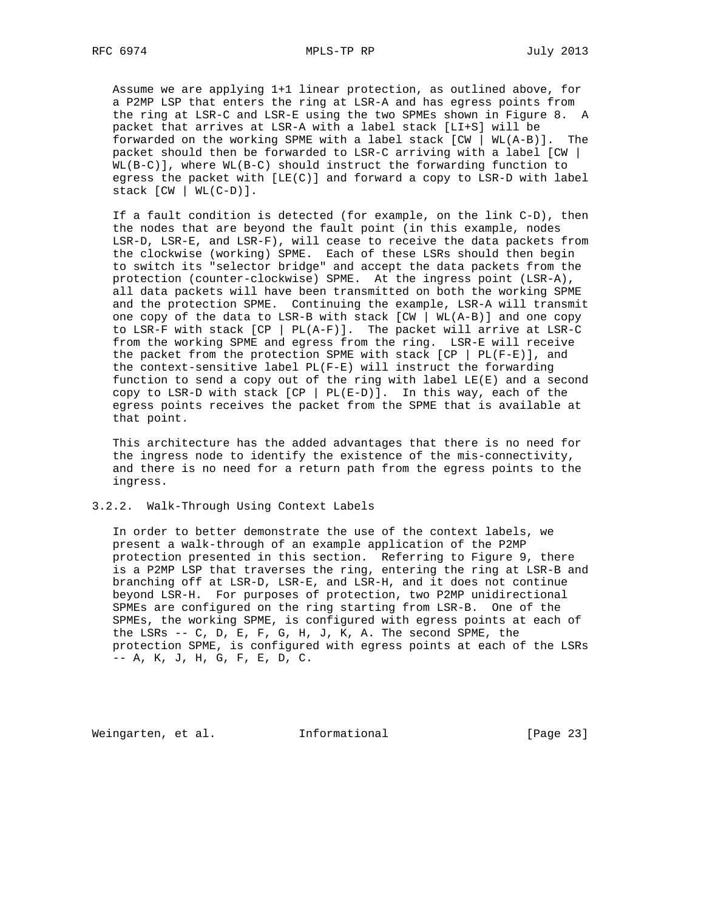Assume we are applying 1+1 linear protection, as outlined above, for a P2MP LSP that enters the ring at LSR-A and has egress points from the ring at LSR-C and LSR-E using the two SPMEs shown in Figure 8. A packet that arrives at LSR-A with a label stack [LI+S] will be forwarded on the working SPME with a label stack [CW | WL(A-B)]. The packet should then be forwarded to LSR-C arriving with a label [CW | WL(B-C)], where WL(B-C) should instruct the forwarding function to egress the packet with [LE(C)] and forward a copy to LSR-D with label stack [CW | WL(C-D)].

If a fault condition is detected (for example, on the link C-D), then the nodes that are beyond the fault point (in this example, nodes LSR-D, LSR-E, and LSR-F), will cease to receive the data packets from the clockwise (working) SPME. Each of these LSRs should then begin to switch its "selector bridge" and accept the data packets from the protection (counter-clockwise) SPME. At the ingress point (LSR-A), all data packets will have been transmitted on both the working SPME and the protection SPME. Continuing the example, LSR-A will transmit one copy of the data to LSR-B with stack [CW | WL(A-B)] and one copy to LSR-F with stack [CP | PL(A-F)]. The packet will arrive at LSR-C from the working SPME and egress from the ring. LSR-E will receive the packet from the protection SPME with stack [CP | PL(F-E)], and the context-sensitive label PL(F-E) will instruct the forwarding function to send a copy out of the ring with label LE(E) and a second copy to LSR-D with stack [CP | PL(E-D)]. In this way, each of the egress points receives the packet from the SPME that is available at that point.

This architecture has the added advantages that there is no need for the ingress node to identify the existence of the mis-connectivity, and there is no need for a return path from the egress points to the ingress.

### 3.2.2. Walk-Through Using Context Labels

In order to better demonstrate the use of the context labels, we present a walk-through of an example application of the P2MP protection presented in this section. Referring to Figure 9, there is a P2MP LSP that traverses the ring, entering the ring at LSR-B and branching off at LSR-D, LSR-E, and LSR-H, and it does not continue beyond LSR-H. For purposes of protection, two P2MP unidirectional SPMEs are configured on the ring starting from LSR-B. One of the SPMEs, the working SPME, is configured with egress points at each of the LSRs -- C, D, E, F, G, H, J, K, A. The second SPME, the protection SPME, is configured with egress points at each of the LSRs -- A, K, J, H, G, F, E, D, C.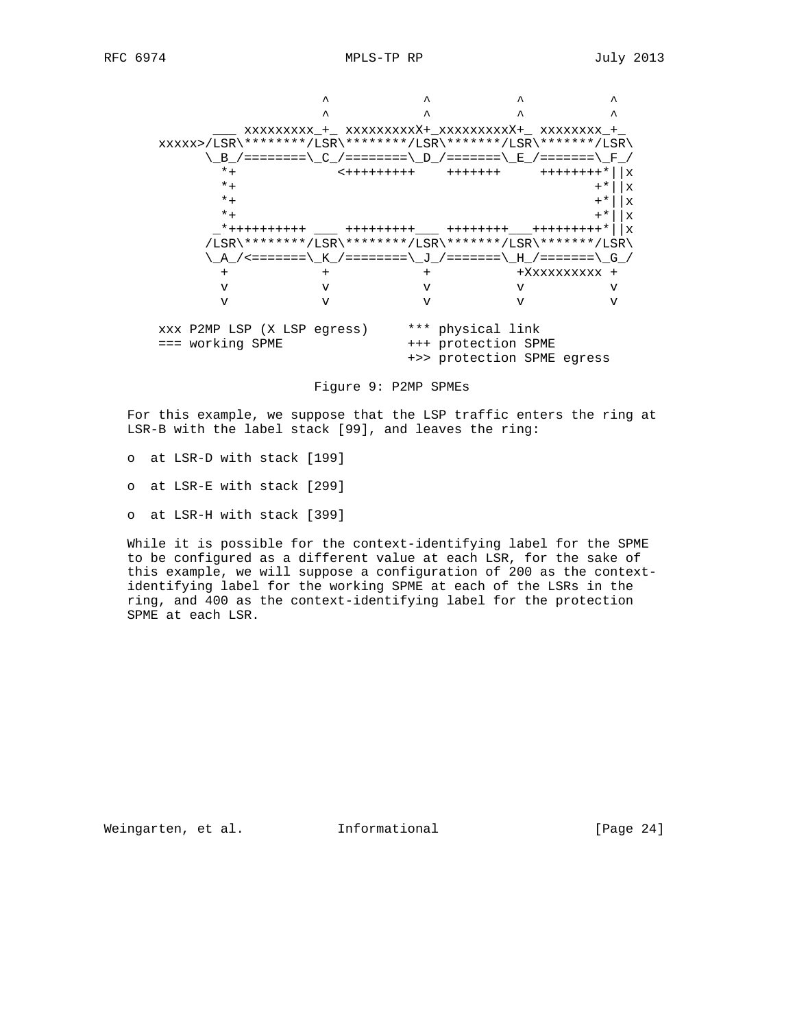```
                     ^            ^           ^           ^
                     ^            ^           ^           ^
               ___ xxxxxxxxx_+_ xxxxxxxxxX+_xxxxxxxxxX+_ xxxxxxxx_+_
        xxxxx>/LSR\********/LSR\********/LSR\*******/LSR\*******/LSR\
              \_B_/========\_C_/========\_D_/=======\_E_/=======\_F_/
                *+            <++++++++++    +++++++     ++++++++*||x
                *+                                              +*||x
                *+                                              +*||x
                *+                                              +*||x
               _*++++++++++ ___ +++++++++___ ++++++++___+++++++++*||x
              /LSR\********/LSR\********/LSR\*******/LSR\*******/LSR\
              \_A_/<=======\_K_/========\_J_/=======\_H_/=======\_G_/
                +           +            +           +Xxxxxxxxxx +
                v           v            v           v           v
                v           v            v           v           v

        xxx P2MP LSP (X LSP egress)     *** physical link
        === working SPME                +++ protection SPME
                                        +>> protection SPME egress
```

Figure 9: P2MP SPMEs

For this example, we suppose that the LSP traffic enters the ring at LSR-B with the label stack [99], and leaves the ring:

- o at LSR-D with stack [199]
- o at LSR-E with stack [299]
- o at LSR-H with stack [399]

While it is possible for the context-identifying label for the SPME to be configured as a different value at each LSR, for the sake of this example, we will suppose a configuration of 200 as the context-identifying label for the working SPME at each of the LSRs in the ring, and 400 as the context-identifying label for the protection SPME at each LSR.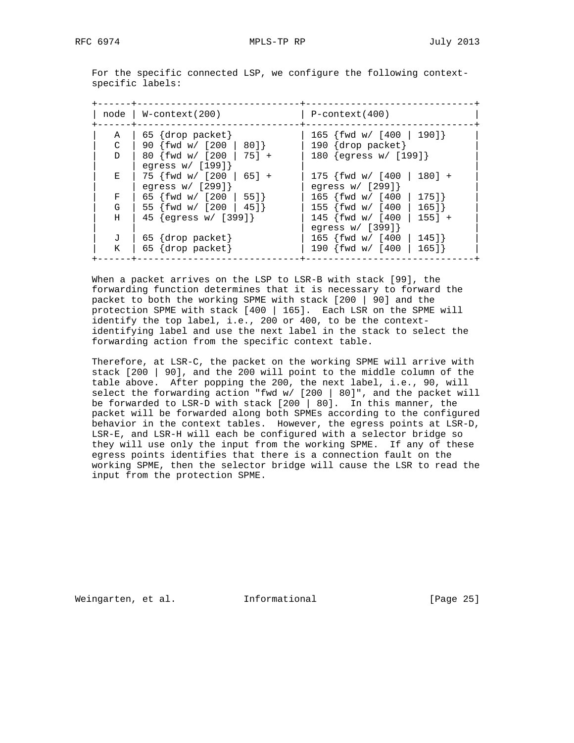For the specific connected LSP, we configure the following context-specific labels:

| node | W-context(200) | P-context(400) |
|---|---|---|
| A | 65 {drop packet} | 165 {fwd w/ [400 \| 190]} |
| C | 90 {fwd w/ [200 \| 80]} | 190 {drop packet} |
| D | 80 {fwd w/ [200 \| 75] + egress w/ [199]} | 180 {egress w/ [199]} |
| E | 75 {fwd w/ [200 \| 65] + egress w/ [299]} | 175 {fwd w/ [400 \| 180] + egress w/ [299]} |
| F | 65 {fwd w/ [200 \| 55]} | 165 {fwd w/ [400 \| 175]} |
| G | 55 {fwd w/ [200 \| 45]} | 155 {fwd w/ [400 \| 165]} |
| H | 45 {egress w/ [399]} | 145 {fwd w/ [400 \| 155] + egress w/ [399]} |
| J | 65 {drop packet} | 165 {fwd w/ [400 \| 145]} |
| K | 65 {drop packet} | 190 {fwd w/ [400 \| 165]} |

When a packet arrives on the LSP to LSR-B with stack [99], the forwarding function determines that it is necessary to forward the packet to both the working SPME with stack [200 | 90] and the protection SPME with stack [400 | 165]. Each LSR on the SPME will identify the top label, i.e., 200 or 400, to be the context-identifying label and use the next label in the stack to select the forwarding action from the specific context table.

Therefore, at LSR-C, the packet on the working SPME will arrive with stack [200 | 90], and the 200 will point to the middle column of the table above. After popping the 200, the next label, i.e., 90, will select the forwarding action "fwd w/ [200 | 80]", and the packet will be forwarded to LSR-D with stack [200 | 80]. In this manner, the packet will be forwarded along both SPMEs according to the configured behavior in the context tables. However, the egress points at LSR-D, LSR-E, and LSR-H will each be configured with a selector bridge so they will use only the input from the working SPME. If any of these egress points identifies that there is a connection fault on the working SPME, then the selector bridge will cause the LSR to read the input from the protection SPME.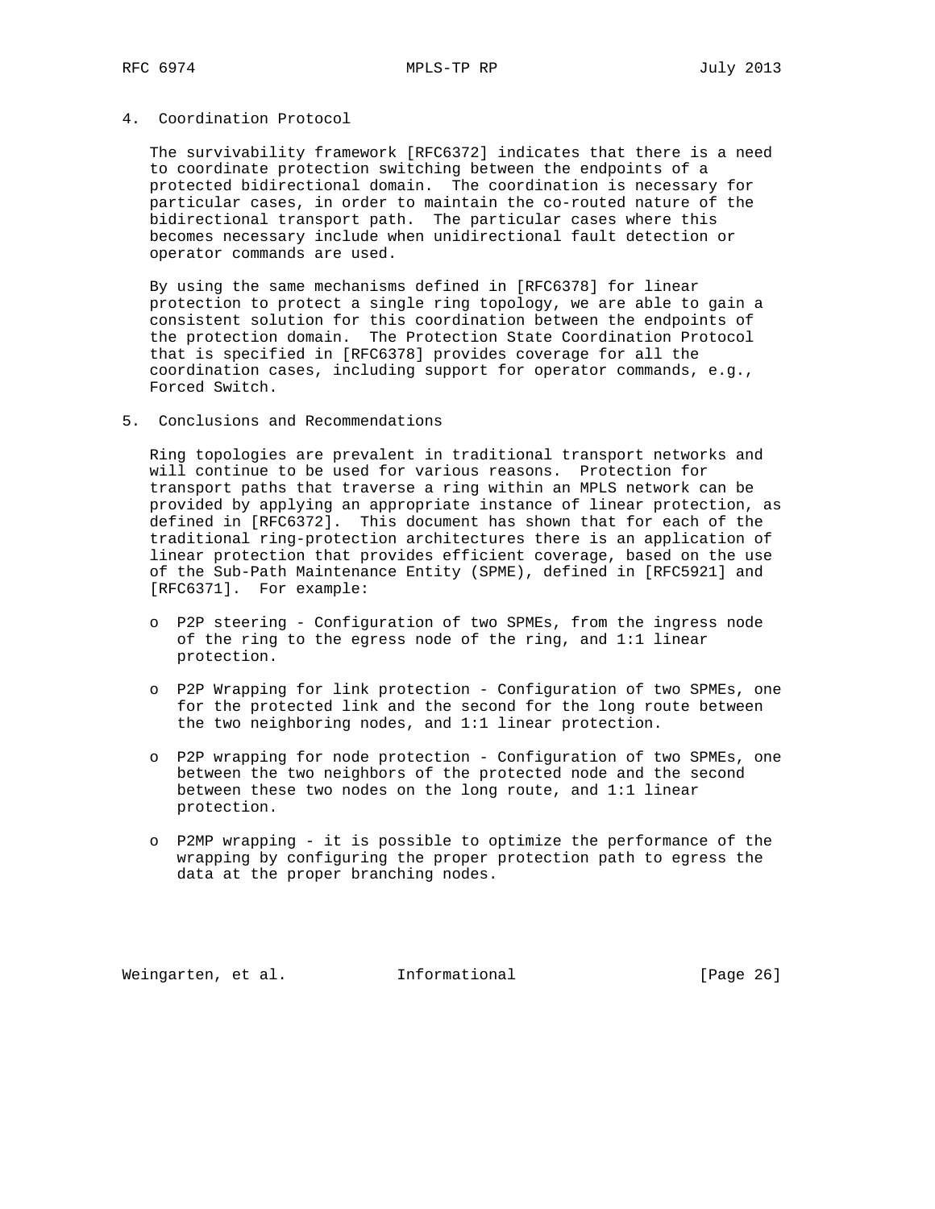## 4. Coordination Protocol

The survivability framework [RFC6372] indicates that there is a need to coordinate protection switching between the endpoints of a protected bidirectional domain. The coordination is necessary for particular cases, in order to maintain the co-routed nature of the bidirectional transport path. The particular cases where this becomes necessary include when unidirectional fault detection or operator commands are used.

By using the same mechanisms defined in [RFC6378] for linear protection to protect a single ring topology, we are able to gain a consistent solution for this coordination between the endpoints of the protection domain. The Protection State Coordination Protocol that is specified in [RFC6378] provides coverage for all the coordination cases, including support for operator commands, e.g., Forced Switch.

## 5. Conclusions and Recommendations

Ring topologies are prevalent in traditional transport networks and will continue to be used for various reasons. Protection for transport paths that traverse a ring within an MPLS network can be provided by applying an appropriate instance of linear protection, as defined in [RFC6372]. This document has shown that for each of the traditional ring-protection architectures there is an application of linear protection that provides efficient coverage, based on the use of the Sub-Path Maintenance Entity (SPME), defined in [RFC5921] and [RFC6371]. For example:

- P2P steering - Configuration of two SPMEs, from the ingress node of the ring to the egress node of the ring, and 1:1 linear protection.

- P2P Wrapping for link protection - Configuration of two SPMEs, one for the protected link and the second for the long route between the two neighboring nodes, and 1:1 linear protection.

- P2P wrapping for node protection - Configuration of two SPMEs, one between the two neighbors of the protected node and the second between these two nodes on the long route, and 1:1 linear protection.

- P2MP wrapping - it is possible to optimize the performance of the wrapping by configuring the proper protection path to egress the data at the proper branching nodes.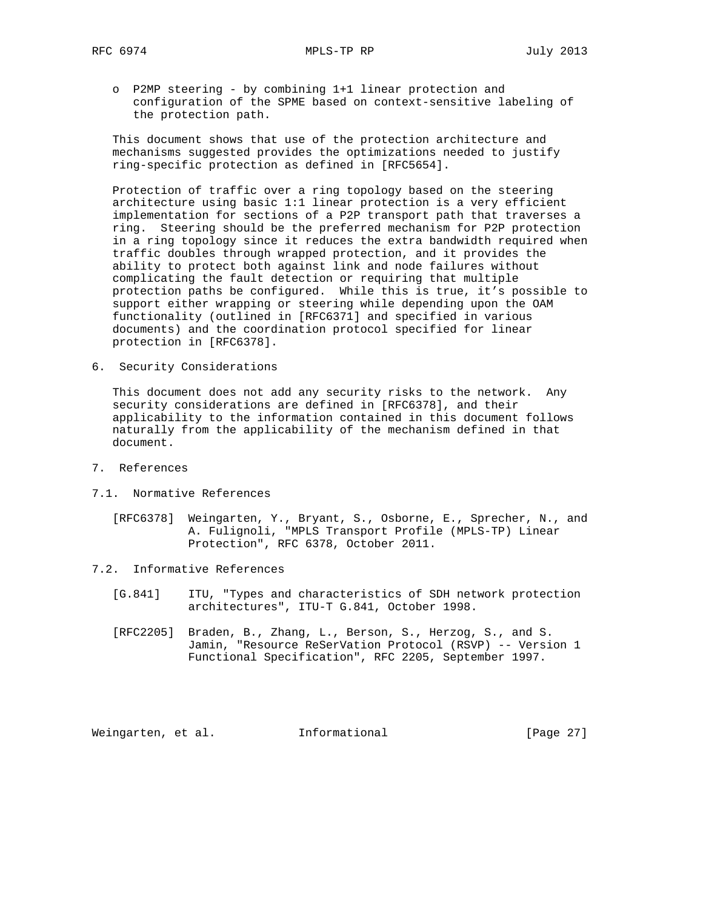- P2MP steering - by combining 1+1 linear protection and configuration of the SPME based on context-sensitive labeling of the protection path.

This document shows that use of the protection architecture and mechanisms suggested provides the optimizations needed to justify ring-specific protection as defined in [RFC5654].

Protection of traffic over a ring topology based on the steering architecture using basic 1:1 linear protection is a very efficient implementation for sections of a P2P transport path that traverses a ring. Steering should be the preferred mechanism for P2P protection in a ring topology since it reduces the extra bandwidth required when traffic doubles through wrapped protection, and it provides the ability to protect both against link and node failures without complicating the fault detection or requiring that multiple protection paths be configured. While this is true, it's possible to support either wrapping or steering while depending upon the OAM functionality (outlined in [RFC6371] and specified in various documents) and the coordination protocol specified for linear protection in [RFC6378].

## 6. Security Considerations

This document does not add any security risks to the network. Any security considerations are defined in [RFC6378], and their applicability to the information contained in this document follows naturally from the applicability of the mechanism defined in that document.

## 7. References

### 7.1. Normative References

[RFC6378] Weingarten, Y., Bryant, S., Osborne, E., Sprecher, N., and A. Fulignoli, "MPLS Transport Profile (MPLS-TP) Linear Protection", RFC 6378, October 2011.

### 7.2. Informative References

[G.841] ITU, "Types and characteristics of SDH network protection architectures", ITU-T G.841, October 1998.

[RFC2205] Braden, B., Zhang, L., Berson, S., Herzog, S., and S. Jamin, "Resource ReSerVation Protocol (RSVP) -- Version 1 Functional Specification", RFC 2205, September 1997.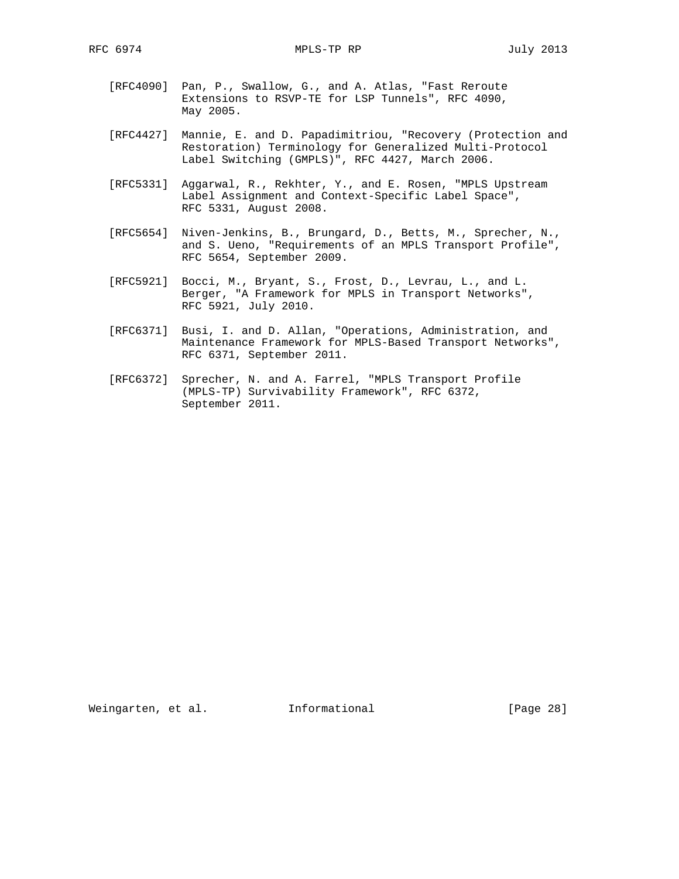[RFC4090] Pan, P., Swallow, G., and A. Atlas, "Fast Reroute Extensions to RSVP-TE for LSP Tunnels", RFC 4090, May 2005.

[RFC4427] Mannie, E. and D. Papadimitriou, "Recovery (Protection and Restoration) Terminology for Generalized Multi-Protocol Label Switching (GMPLS)", RFC 4427, March 2006.

[RFC5331] Aggarwal, R., Rekhter, Y., and E. Rosen, "MPLS Upstream Label Assignment and Context-Specific Label Space", RFC 5331, August 2008.

[RFC5654] Niven-Jenkins, B., Brungard, D., Betts, M., Sprecher, N., and S. Ueno, "Requirements of an MPLS Transport Profile", RFC 5654, September 2009.

[RFC5921] Bocci, M., Bryant, S., Frost, D., Levrau, L., and L. Berger, "A Framework for MPLS in Transport Networks", RFC 5921, July 2010.

[RFC6371] Busi, I. and D. Allan, "Operations, Administration, and Maintenance Framework for MPLS-Based Transport Networks", RFC 6371, September 2011.

[RFC6372] Sprecher, N. and A. Farrel, "MPLS Transport Profile (MPLS-TP) Survivability Framework", RFC 6372, September 2011.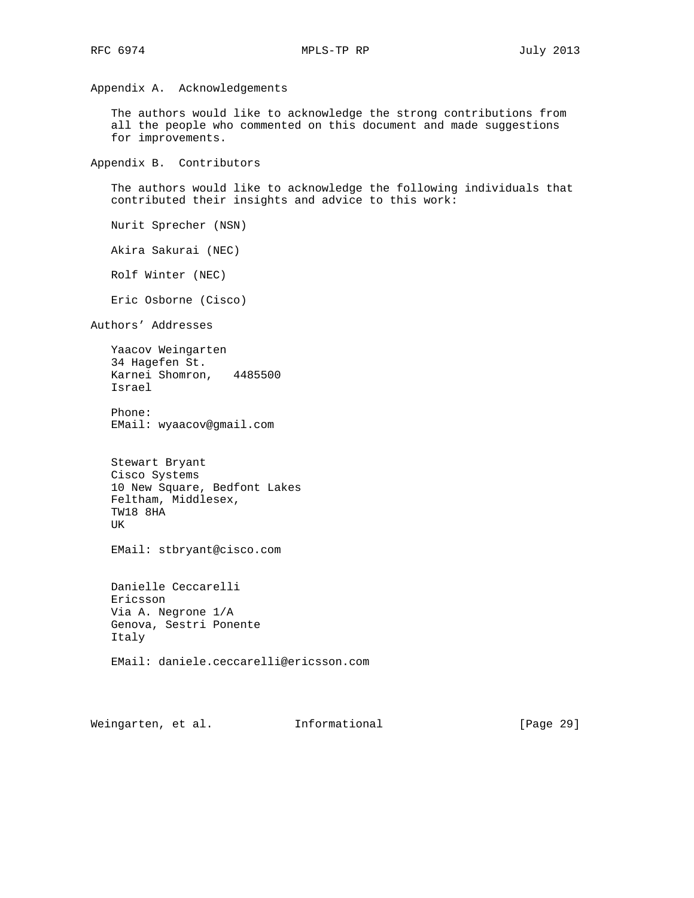## Appendix A. Acknowledgements

The authors would like to acknowledge the strong contributions from all the people who commented on this document and made suggestions for improvements.

## Appendix B. Contributors

The authors would like to acknowledge the following individuals that contributed their insights and advice to this work:

Nurit Sprecher (NSN)

Akira Sakurai (NEC)

Rolf Winter (NEC)

Eric Osborne (Cisco)

## Authors' Addresses

Yaacov Weingarten
34 Hagefen St.
Karnei Shomron, 4485500
Israel

Phone:
EMail: wyaacov@gmail.com

Stewart Bryant
Cisco Systems
10 New Square, Bedfont Lakes
Feltham, Middlesex,
TW18 8HA
UK

EMail: stbryant@cisco.com

Danielle Ceccarelli
Ericsson
Via A. Negrone 1/A
Genova, Sestri Ponente
Italy

EMail: daniele.ceccarelli@ericsson.com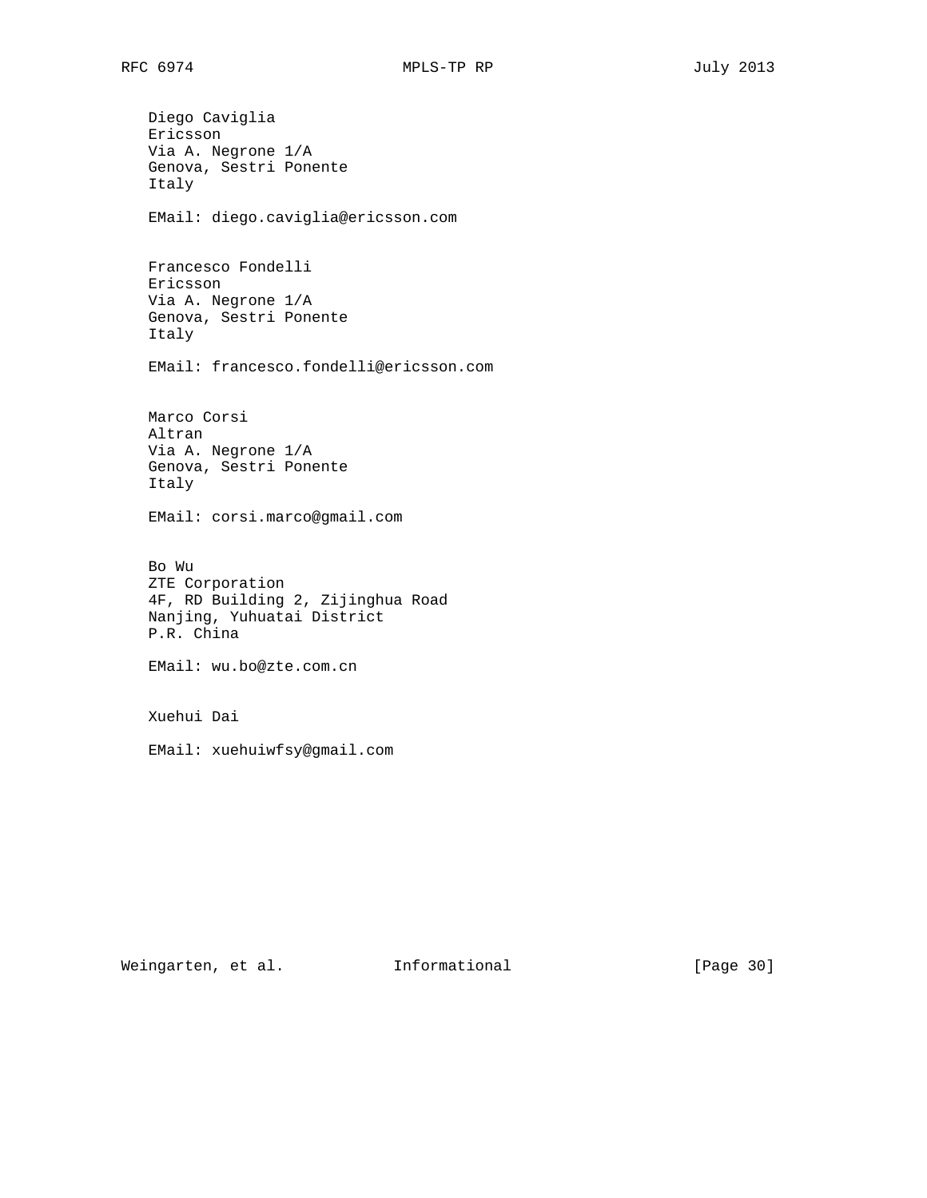Diego Caviglia
Ericsson
Via A. Negrone 1/A
Genova, Sestri Ponente
Italy

EMail: diego.caviglia@ericsson.com

Francesco Fondelli
Ericsson
Via A. Negrone 1/A
Genova, Sestri Ponente
Italy

EMail: francesco.fondelli@ericsson.com

Marco Corsi
Altran
Via A. Negrone 1/A
Genova, Sestri Ponente
Italy

EMail: corsi.marco@gmail.com

Bo Wu
ZTE Corporation
4F, RD Building 2, Zijinghua Road
Nanjing, Yuhuatai District
P.R. China

EMail: wu.bo@zte.com.cn

Xuehui Dai

EMail: xuehuiwfsy@gmail.com